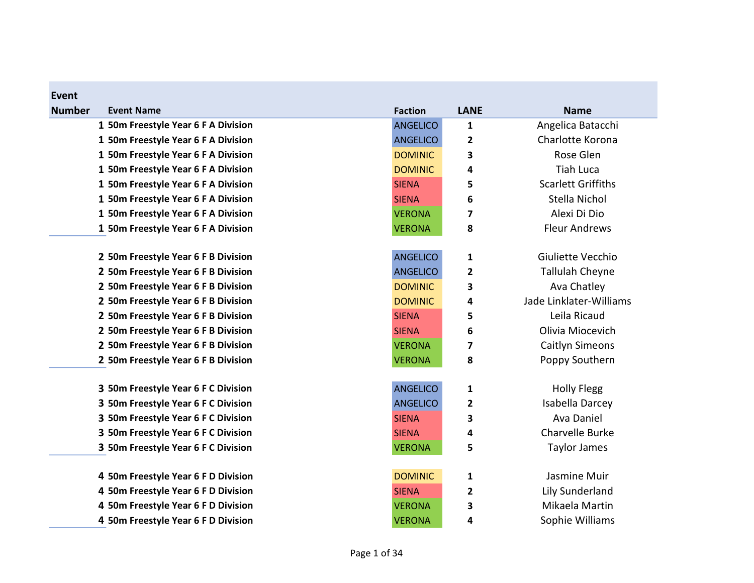| Event Number | Event Name | Faction | LANE | Name |
|---|---|---|---|---|
| 1 | 50m Freestyle Year 6 F A Division | ANGELICO | 1 | Angelica Batacchi |
| 1 | 50m Freestyle Year 6 F A Division | ANGELICO | 2 | Charlotte Korona |
| 1 | 50m Freestyle Year 6 F A Division | DOMINIC | 3 | Rose Glen |
| 1 | 50m Freestyle Year 6 F A Division | DOMINIC | 4 | Tiah Luca |
| 1 | 50m Freestyle Year 6 F A Division | SIENA | 5 | Scarlett Griffiths |
| 1 | 50m Freestyle Year 6 F A Division | SIENA | 6 | Stella Nichol |
| 1 | 50m Freestyle Year 6 F A Division | VERONA | 7 | Alexi Di Dio |
| 1 | 50m Freestyle Year 6 F A Division | VERONA | 8 | Fleur Andrews |
| 2 | 50m Freestyle Year 6 F B Division | ANGELICO | 1 | Giuliette Vecchio |
| 2 | 50m Freestyle Year 6 F B Division | ANGELICO | 2 | Tallulah Cheyne |
| 2 | 50m Freestyle Year 6 F B Division | DOMINIC | 3 | Ava Chatley |
| 2 | 50m Freestyle Year 6 F B Division | DOMINIC | 4 | Jade Linklater-Williams |
| 2 | 50m Freestyle Year 6 F B Division | SIENA | 5 | Leila Ricaud |
| 2 | 50m Freestyle Year 6 F B Division | SIENA | 6 | Olivia Miocevich |
| 2 | 50m Freestyle Year 6 F B Division | VERONA | 7 | Caitlyn Simeons |
| 2 | 50m Freestyle Year 6 F B Division | VERONA | 8 | Poppy Southern |
| 3 | 50m Freestyle Year 6 F C Division | ANGELICO | 1 | Holly Flegg |
| 3 | 50m Freestyle Year 6 F C Division | ANGELICO | 2 | Isabella Darcey |
| 3 | 50m Freestyle Year 6 F C Division | SIENA | 3 | Ava Daniel |
| 3 | 50m Freestyle Year 6 F C Division | SIENA | 4 | Charvelle Burke |
| 3 | 50m Freestyle Year 6 F C Division | VERONA | 5 | Taylor James |
| 4 | 50m Freestyle Year 6 F D Division | DOMINIC | 1 | Jasmine Muir |
| 4 | 50m Freestyle Year 6 F D Division | SIENA | 2 | Lily Sunderland |
| 4 | 50m Freestyle Year 6 F D Division | VERONA | 3 | Mikaela Martin |
| 4 | 50m Freestyle Year 6 F D Division | VERONA | 4 | Sophie Williams |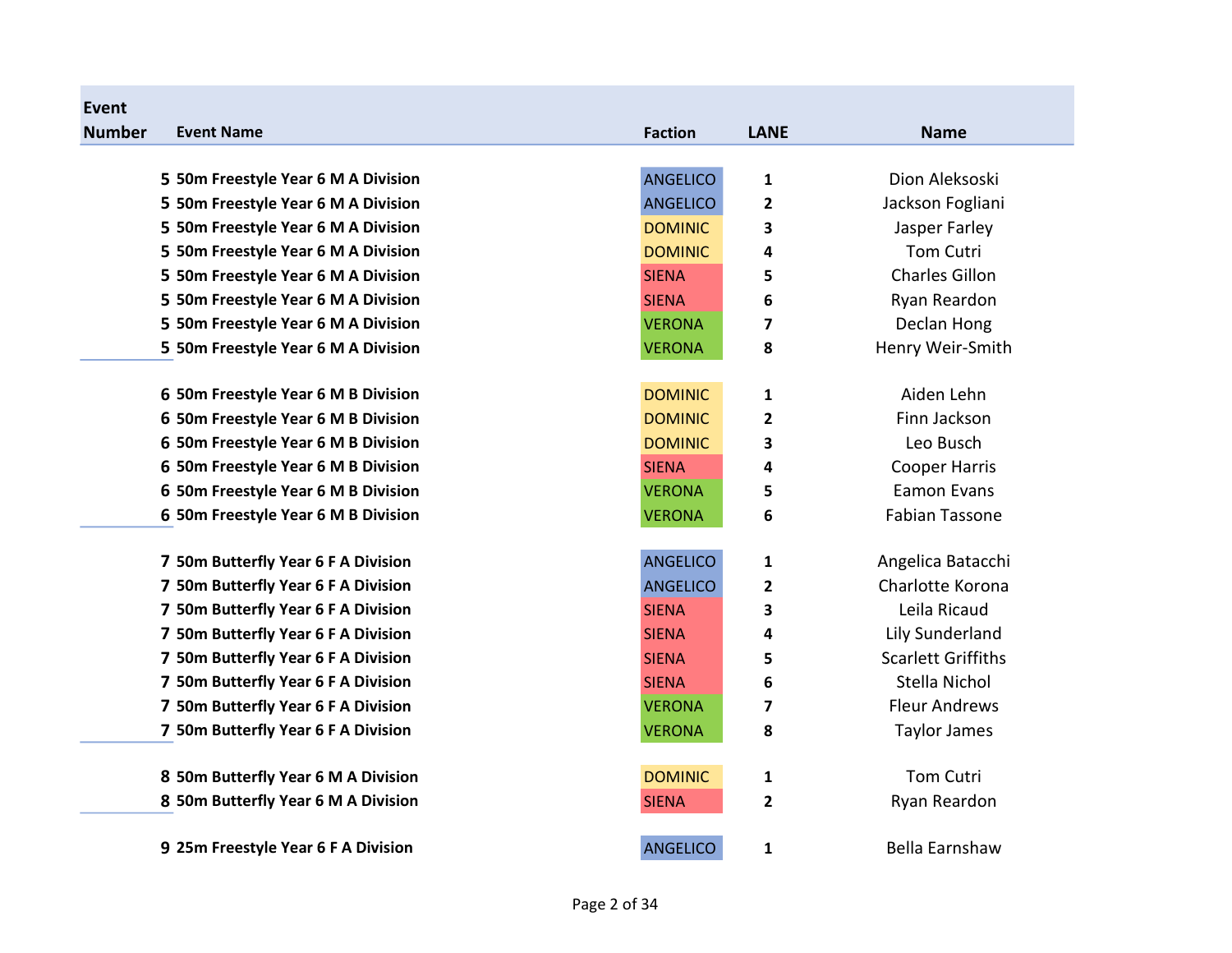| Event Number | Event Name | Faction | LANE | Name |
|---|---|---|---|---|
| 5 | 50m Freestyle Year 6 M A Division | ANGELICO | 1 | Dion Aleksoski |
| 5 | 50m Freestyle Year 6 M A Division | ANGELICO | 2 | Jackson Fogliani |
| 5 | 50m Freestyle Year 6 M A Division | DOMINIC | 3 | Jasper Farley |
| 5 | 50m Freestyle Year 6 M A Division | DOMINIC | 4 | Tom Cutri |
| 5 | 50m Freestyle Year 6 M A Division | SIENA | 5 | Charles Gillon |
| 5 | 50m Freestyle Year 6 M A Division | SIENA | 6 | Ryan Reardon |
| 5 | 50m Freestyle Year 6 M A Division | VERONA | 7 | Declan Hong |
| 5 | 50m Freestyle Year 6 M A Division | VERONA | 8 | Henry Weir-Smith |
| 6 | 50m Freestyle Year 6 M B Division | DOMINIC | 1 | Aiden Lehn |
| 6 | 50m Freestyle Year 6 M B Division | DOMINIC | 2 | Finn Jackson |
| 6 | 50m Freestyle Year 6 M B Division | DOMINIC | 3 | Leo Busch |
| 6 | 50m Freestyle Year 6 M B Division | SIENA | 4 | Cooper Harris |
| 6 | 50m Freestyle Year 6 M B Division | VERONA | 5 | Eamon Evans |
| 6 | 50m Freestyle Year 6 M B Division | VERONA | 6 | Fabian Tassone |
| 7 | 50m Butterfly Year 6 F A Division | ANGELICO | 1 | Angelica Batacchi |
| 7 | 50m Butterfly Year 6 F A Division | ANGELICO | 2 | Charlotte Korona |
| 7 | 50m Butterfly Year 6 F A Division | SIENA | 3 | Leila Ricaud |
| 7 | 50m Butterfly Year 6 F A Division | SIENA | 4 | Lily Sunderland |
| 7 | 50m Butterfly Year 6 F A Division | SIENA | 5 | Scarlett Griffiths |
| 7 | 50m Butterfly Year 6 F A Division | SIENA | 6 | Stella Nichol |
| 7 | 50m Butterfly Year 6 F A Division | VERONA | 7 | Fleur Andrews |
| 7 | 50m Butterfly Year 6 F A Division | VERONA | 8 | Taylor James |
| 8 | 50m Butterfly Year 6 M A Division | DOMINIC | 1 | Tom Cutri |
| 8 | 50m Butterfly Year 6 M A Division | SIENA | 2 | Ryan Reardon |
| 9 | 25m Freestyle Year 6 F A Division | ANGELICO | 1 | Bella Earnshaw |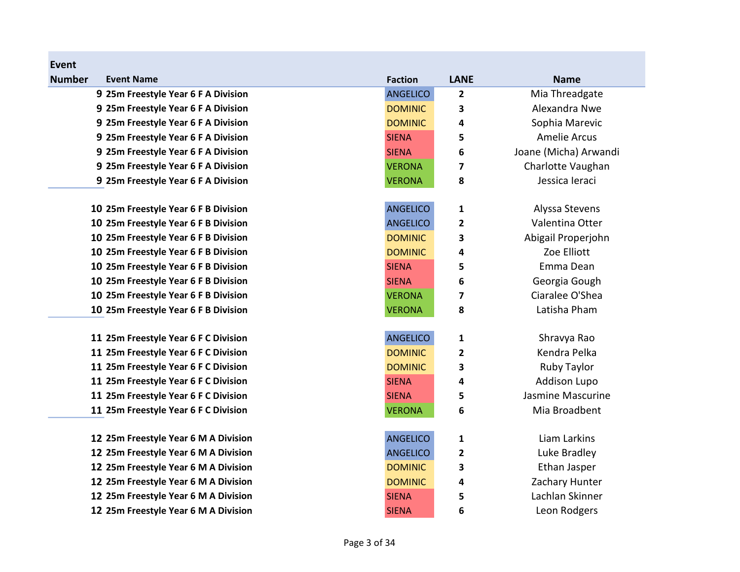| Event Number | Event Name | Faction | LANE | Name |
| --- | --- | --- | --- | --- |
| 9 | 25m Freestyle Year 6 F A Division | ANGELICO | 2 | Mia Threadgate |
| 9 | 25m Freestyle Year 6 F A Division | DOMINIC | 3 | Alexandra Nwe |
| 9 | 25m Freestyle Year 6 F A Division | DOMINIC | 4 | Sophia Marevic |
| 9 | 25m Freestyle Year 6 F A Division | SIENA | 5 | Amelie Arcus |
| 9 | 25m Freestyle Year 6 F A Division | SIENA | 6 | Joane (Micha) Arwandi |
| 9 | 25m Freestyle Year 6 F A Division | VERONA | 7 | Charlotte Vaughan |
| 9 | 25m Freestyle Year 6 F A Division | VERONA | 8 | Jessica Ieraci |
| 10 | 25m Freestyle Year 6 F B Division | ANGELICO | 1 | Alyssa Stevens |
| 10 | 25m Freestyle Year 6 F B Division | ANGELICO | 2 | Valentina Otter |
| 10 | 25m Freestyle Year 6 F B Division | DOMINIC | 3 | Abigail Properjohn |
| 10 | 25m Freestyle Year 6 F B Division | DOMINIC | 4 | Zoe Elliott |
| 10 | 25m Freestyle Year 6 F B Division | SIENA | 5 | Emma Dean |
| 10 | 25m Freestyle Year 6 F B Division | SIENA | 6 | Georgia Gough |
| 10 | 25m Freestyle Year 6 F B Division | VERONA | 7 | Ciaralee O'Shea |
| 10 | 25m Freestyle Year 6 F B Division | VERONA | 8 | Latisha Pham |
| 11 | 25m Freestyle Year 6 F C Division | ANGELICO | 1 | Shravya Rao |
| 11 | 25m Freestyle Year 6 F C Division | DOMINIC | 2 | Kendra Pelka |
| 11 | 25m Freestyle Year 6 F C Division | DOMINIC | 3 | Ruby Taylor |
| 11 | 25m Freestyle Year 6 F C Division | SIENA | 4 | Addison Lupo |
| 11 | 25m Freestyle Year 6 F C Division | SIENA | 5 | Jasmine Mascurine |
| 11 | 25m Freestyle Year 6 F C Division | VERONA | 6 | Mia Broadbent |
| 12 | 25m Freestyle Year 6 M A Division | ANGELICO | 1 | Liam Larkins |
| 12 | 25m Freestyle Year 6 M A Division | ANGELICO | 2 | Luke Bradley |
| 12 | 25m Freestyle Year 6 M A Division | DOMINIC | 3 | Ethan Jasper |
| 12 | 25m Freestyle Year 6 M A Division | DOMINIC | 4 | Zachary Hunter |
| 12 | 25m Freestyle Year 6 M A Division | SIENA | 5 | Lachlan Skinner |
| 12 | 25m Freestyle Year 6 M A Division | SIENA | 6 | Leon Rodgers |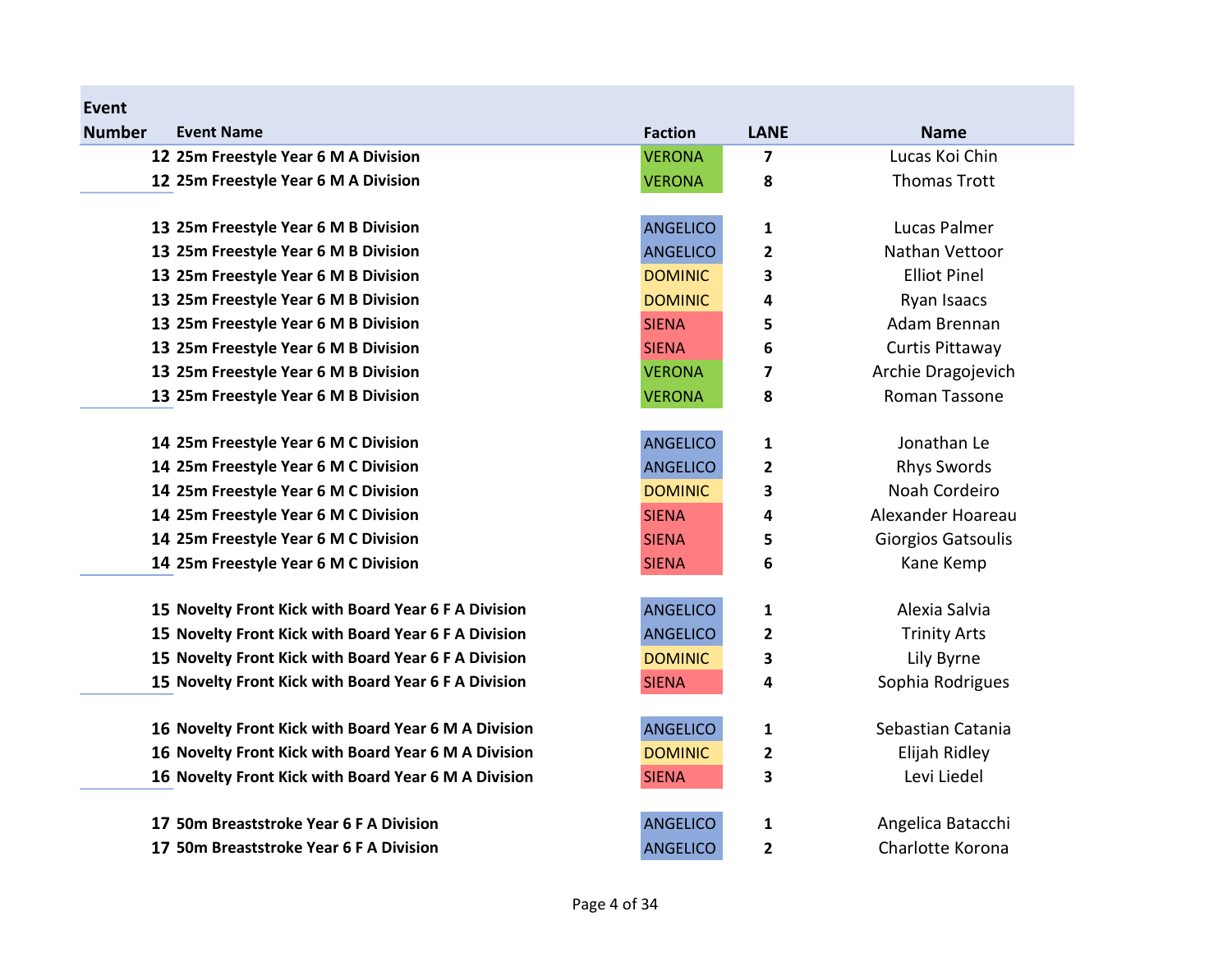| Event Number | Event Name | Faction | LANE | Name |
|---|---|---|---|---|
| 12 | 25m Freestyle Year 6 M A Division | VERONA | 7 | Lucas Koi Chin |
| 12 | 25m Freestyle Year 6 M A Division | VERONA | 8 | Thomas Trott |
| 13 | 25m Freestyle Year 6 M B Division | ANGELICO | 1 | Lucas Palmer |
| 13 | 25m Freestyle Year 6 M B Division | ANGELICO | 2 | Nathan Vettoor |
| 13 | 25m Freestyle Year 6 M B Division | DOMINIC | 3 | Elliot Pinel |
| 13 | 25m Freestyle Year 6 M B Division | DOMINIC | 4 | Ryan Isaacs |
| 13 | 25m Freestyle Year 6 M B Division | SIENA | 5 | Adam Brennan |
| 13 | 25m Freestyle Year 6 M B Division | SIENA | 6 | Curtis Pittaway |
| 13 | 25m Freestyle Year 6 M B Division | VERONA | 7 | Archie Dragojevich |
| 13 | 25m Freestyle Year 6 M B Division | VERONA | 8 | Roman Tassone |
| 14 | 25m Freestyle Year 6 M C Division | ANGELICO | 1 | Jonathan Le |
| 14 | 25m Freestyle Year 6 M C Division | ANGELICO | 2 | Rhys Swords |
| 14 | 25m Freestyle Year 6 M C Division | DOMINIC | 3 | Noah Cordeiro |
| 14 | 25m Freestyle Year 6 M C Division | SIENA | 4 | Alexander Hoareau |
| 14 | 25m Freestyle Year 6 M C Division | SIENA | 5 | Giorgios Gatsoulis |
| 14 | 25m Freestyle Year 6 M C Division | SIENA | 6 | Kane Kemp |
| 15 | Novelty Front Kick with Board Year 6 F A Division | ANGELICO | 1 | Alexia Salvia |
| 15 | Novelty Front Kick with Board Year 6 F A Division | ANGELICO | 2 | Trinity Arts |
| 15 | Novelty Front Kick with Board Year 6 F A Division | DOMINIC | 3 | Lily Byrne |
| 15 | Novelty Front Kick with Board Year 6 F A Division | SIENA | 4 | Sophia Rodrigues |
| 16 | Novelty Front Kick with Board Year 6 M A Division | ANGELICO | 1 | Sebastian Catania |
| 16 | Novelty Front Kick with Board Year 6 M A Division | DOMINIC | 2 | Elijah Ridley |
| 16 | Novelty Front Kick with Board Year 6 M A Division | SIENA | 3 | Levi Liedel |
| 17 | 50m Breaststroke Year 6 F A Division | ANGELICO | 1 | Angelica Batacchi |
| 17 | 50m Breaststroke Year 6 F A Division | ANGELICO | 2 | Charlotte Korona |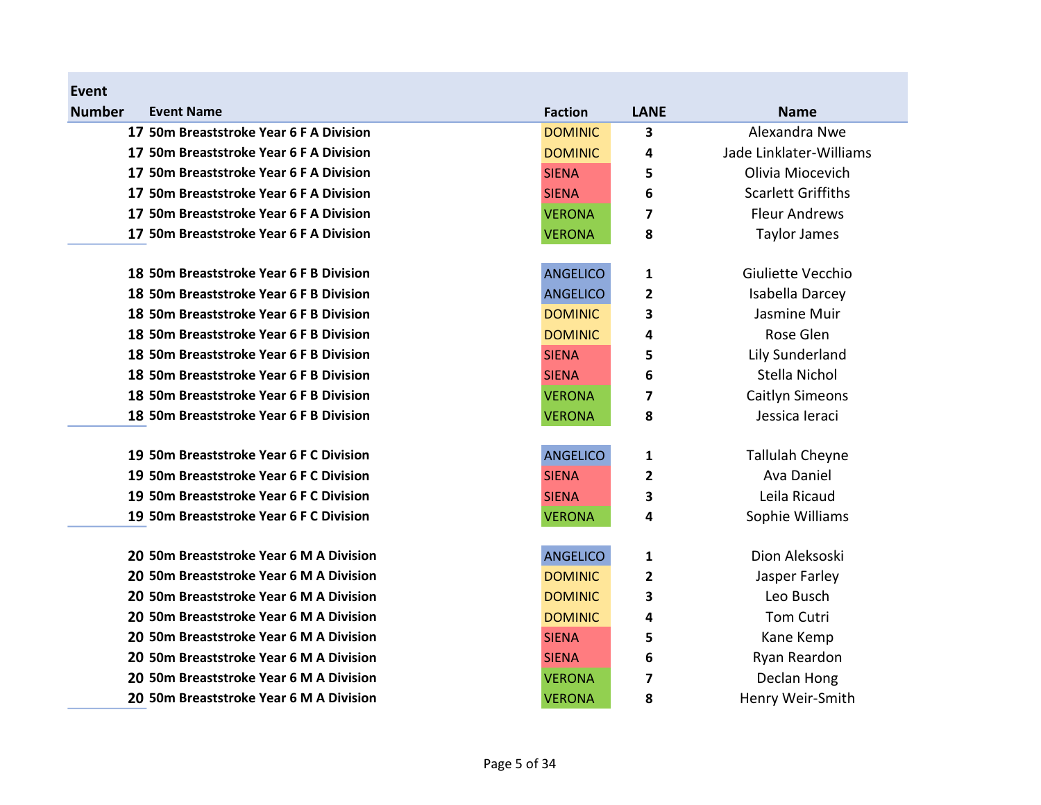| Event Number | Event Name | Faction | LANE | Name |
|---|---|---|---|---|
| 17 | 50m Breaststroke Year 6 F A Division | DOMINIC | 3 | Alexandra Nwe |
| 17 | 50m Breaststroke Year 6 F A Division | DOMINIC | 4 | Jade Linklater-Williams |
| 17 | 50m Breaststroke Year 6 F A Division | SIENA | 5 | Olivia Miocevich |
| 17 | 50m Breaststroke Year 6 F A Division | SIENA | 6 | Scarlett Griffiths |
| 17 | 50m Breaststroke Year 6 F A Division | VERONA | 7 | Fleur Andrews |
| 17 | 50m Breaststroke Year 6 F A Division | VERONA | 8 | Taylor James |
| | | | | |
| 18 | 50m Breaststroke Year 6 F B Division | ANGELICO | 1 | Giuliette Vecchio |
| 18 | 50m Breaststroke Year 6 F B Division | ANGELICO | 2 | Isabella Darcey |
| 18 | 50m Breaststroke Year 6 F B Division | DOMINIC | 3 | Jasmine Muir |
| 18 | 50m Breaststroke Year 6 F B Division | DOMINIC | 4 | Rose Glen |
| 18 | 50m Breaststroke Year 6 F B Division | SIENA | 5 | Lily Sunderland |
| 18 | 50m Breaststroke Year 6 F B Division | SIENA | 6 | Stella Nichol |
| 18 | 50m Breaststroke Year 6 F B Division | VERONA | 7 | Caitlyn Simeons |
| 18 | 50m Breaststroke Year 6 F B Division | VERONA | 8 | Jessica Ieraci |
| | | | | |
| 19 | 50m Breaststroke Year 6 F C Division | ANGELICO | 1 | Tallulah Cheyne |
| 19 | 50m Breaststroke Year 6 F C Division | SIENA | 2 | Ava Daniel |
| 19 | 50m Breaststroke Year 6 F C Division | SIENA | 3 | Leila Ricaud |
| 19 | 50m Breaststroke Year 6 F C Division | VERONA | 4 | Sophie Williams |
| | | | | |
| 20 | 50m Breaststroke Year 6 M A Division | ANGELICO | 1 | Dion Aleksoski |
| 20 | 50m Breaststroke Year 6 M A Division | DOMINIC | 2 | Jasper Farley |
| 20 | 50m Breaststroke Year 6 M A Division | DOMINIC | 3 | Leo Busch |
| 20 | 50m Breaststroke Year 6 M A Division | DOMINIC | 4 | Tom Cutri |
| 20 | 50m Breaststroke Year 6 M A Division | SIENA | 5 | Kane Kemp |
| 20 | 50m Breaststroke Year 6 M A Division | SIENA | 6 | Ryan Reardon |
| 20 | 50m Breaststroke Year 6 M A Division | VERONA | 7 | Declan Hong |
| 20 | 50m Breaststroke Year 6 M A Division | VERONA | 8 | Henry Weir-Smith |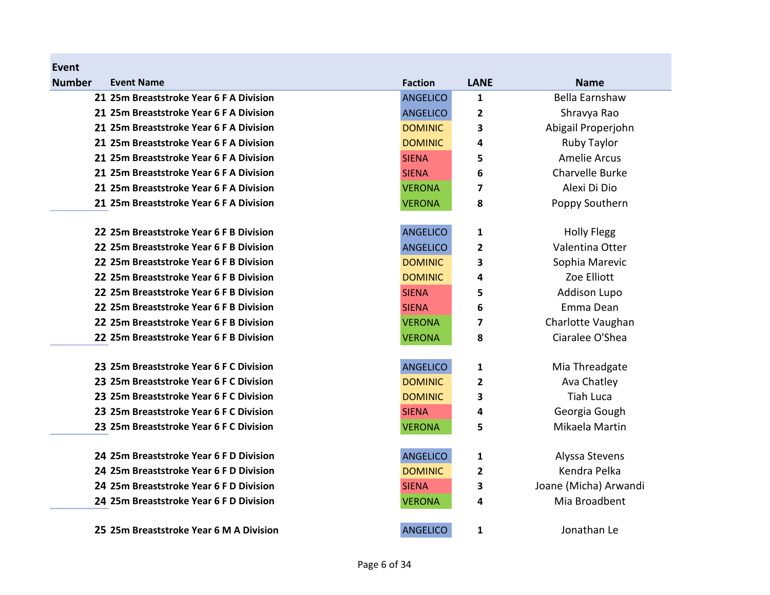| Event Number | Event Name | Faction | LANE | Name |
|---|---|---|---|---|
| 21 | 25m Breaststroke Year 6 F A Division | ANGELICO | 1 | Bella Earnshaw |
| 21 | 25m Breaststroke Year 6 F A Division | ANGELICO | 2 | Shravya Rao |
| 21 | 25m Breaststroke Year 6 F A Division | DOMINIC | 3 | Abigail Properjohn |
| 21 | 25m Breaststroke Year 6 F A Division | DOMINIC | 4 | Ruby Taylor |
| 21 | 25m Breaststroke Year 6 F A Division | SIENA | 5 | Amelie Arcus |
| 21 | 25m Breaststroke Year 6 F A Division | SIENA | 6 | Charvelle Burke |
| 21 | 25m Breaststroke Year 6 F A Division | VERONA | 7 | Alexi Di Dio |
| 21 | 25m Breaststroke Year 6 F A Division | VERONA | 8 | Poppy Southern |
| 22 | 25m Breaststroke Year 6 F B Division | ANGELICO | 1 | Holly Flegg |
| 22 | 25m Breaststroke Year 6 F B Division | ANGELICO | 2 | Valentina Otter |
| 22 | 25m Breaststroke Year 6 F B Division | DOMINIC | 3 | Sophia Marevic |
| 22 | 25m Breaststroke Year 6 F B Division | DOMINIC | 4 | Zoe Elliott |
| 22 | 25m Breaststroke Year 6 F B Division | SIENA | 5 | Addison Lupo |
| 22 | 25m Breaststroke Year 6 F B Division | SIENA | 6 | Emma Dean |
| 22 | 25m Breaststroke Year 6 F B Division | VERONA | 7 | Charlotte Vaughan |
| 22 | 25m Breaststroke Year 6 F B Division | VERONA | 8 | Ciaralee O'Shea |
| 23 | 25m Breaststroke Year 6 F C Division | ANGELICO | 1 | Mia Threadgate |
| 23 | 25m Breaststroke Year 6 F C Division | DOMINIC | 2 | Ava Chatley |
| 23 | 25m Breaststroke Year 6 F C Division | DOMINIC | 3 | Tiah Luca |
| 23 | 25m Breaststroke Year 6 F C Division | SIENA | 4 | Georgia Gough |
| 23 | 25m Breaststroke Year 6 F C Division | VERONA | 5 | Mikaela Martin |
| 24 | 25m Breaststroke Year 6 F D Division | ANGELICO | 1 | Alyssa Stevens |
| 24 | 25m Breaststroke Year 6 F D Division | DOMINIC | 2 | Kendra Pelka |
| 24 | 25m Breaststroke Year 6 F D Division | SIENA | 3 | Joane (Micha) Arwandi |
| 24 | 25m Breaststroke Year 6 F D Division | VERONA | 4 | Mia Broadbent |
| 25 | 25m Breaststroke Year 6 M A Division | ANGELICO | 1 | Jonathan Le |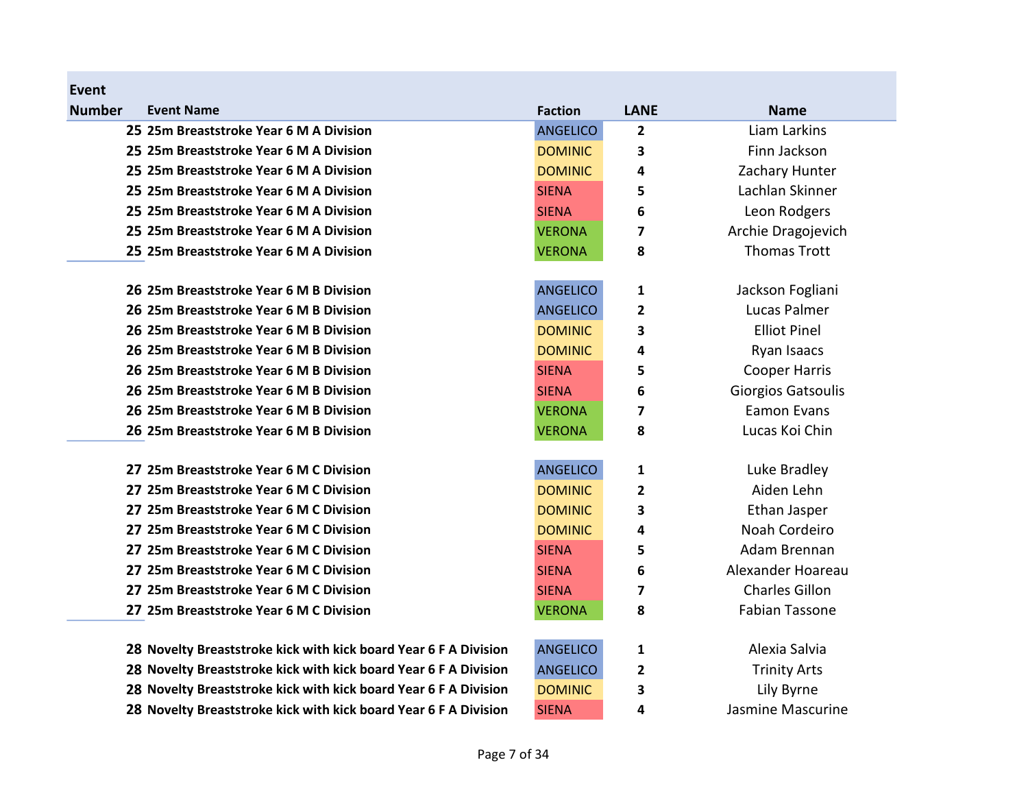| Event Number | Event Name | Faction | LANE | Name |
|---|---|---|---|---|
| 25 | 25m Breaststroke Year 6 M A Division | ANGELICO | 2 | Liam Larkins |
| 25 | 25m Breaststroke Year 6 M A Division | DOMINIC | 3 | Finn Jackson |
| 25 | 25m Breaststroke Year 6 M A Division | DOMINIC | 4 | Zachary Hunter |
| 25 | 25m Breaststroke Year 6 M A Division | SIENA | 5 | Lachlan Skinner |
| 25 | 25m Breaststroke Year 6 M A Division | SIENA | 6 | Leon Rodgers |
| 25 | 25m Breaststroke Year 6 M A Division | VERONA | 7 | Archie Dragojevich |
| 25 | 25m Breaststroke Year 6 M A Division | VERONA | 8 | Thomas Trott |
| | | | | |
| 26 | 25m Breaststroke Year 6 M B Division | ANGELICO | 1 | Jackson Fogliani |
| 26 | 25m Breaststroke Year 6 M B Division | ANGELICO | 2 | Lucas Palmer |
| 26 | 25m Breaststroke Year 6 M B Division | DOMINIC | 3 | Elliot Pinel |
| 26 | 25m Breaststroke Year 6 M B Division | DOMINIC | 4 | Ryan Isaacs |
| 26 | 25m Breaststroke Year 6 M B Division | SIENA | 5 | Cooper Harris |
| 26 | 25m Breaststroke Year 6 M B Division | SIENA | 6 | Giorgios Gatsoulis |
| 26 | 25m Breaststroke Year 6 M B Division | VERONA | 7 | Eamon Evans |
| 26 | 25m Breaststroke Year 6 M B Division | VERONA | 8 | Lucas Koi Chin |
| | | | | |
| 27 | 25m Breaststroke Year 6 M C Division | ANGELICO | 1 | Luke Bradley |
| 27 | 25m Breaststroke Year 6 M C Division | DOMINIC | 2 | Aiden Lehn |
| 27 | 25m Breaststroke Year 6 M C Division | DOMINIC | 3 | Ethan Jasper |
| 27 | 25m Breaststroke Year 6 M C Division | DOMINIC | 4 | Noah Cordeiro |
| 27 | 25m Breaststroke Year 6 M C Division | SIENA | 5 | Adam Brennan |
| 27 | 25m Breaststroke Year 6 M C Division | SIENA | 6 | Alexander Hoareau |
| 27 | 25m Breaststroke Year 6 M C Division | SIENA | 7 | Charles Gillon |
| 27 | 25m Breaststroke Year 6 M C Division | VERONA | 8 | Fabian Tassone |
| | | | | |
| 28 | Novelty Breaststroke kick with kick board Year 6 F A Division | ANGELICO | 1 | Alexia Salvia |
| 28 | Novelty Breaststroke kick with kick board Year 6 F A Division | ANGELICO | 2 | Trinity Arts |
| 28 | Novelty Breaststroke kick with kick board Year 6 F A Division | DOMINIC | 3 | Lily Byrne |
| 28 | Novelty Breaststroke kick with kick board Year 6 F A Division | SIENA | 4 | Jasmine Mascurine |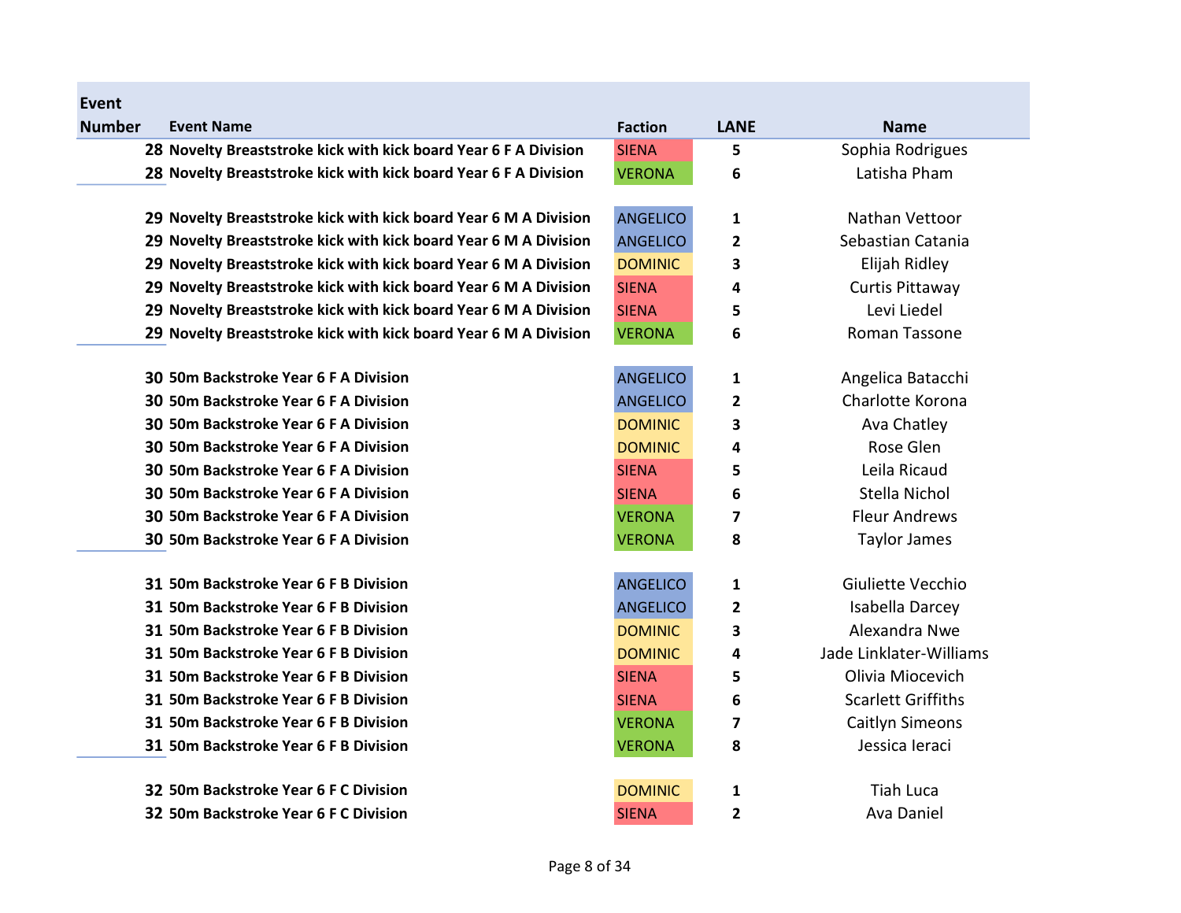| Event Number | Event Name | Faction | LANE | Name |
|---|---|---|---|---|
| 28 | Novelty Breaststroke kick with kick board Year 6 F A Division | SIENA | 5 | Sophia Rodrigues |
| 28 | Novelty Breaststroke kick with kick board Year 6 F A Division | VERONA | 6 | Latisha Pham |
| 29 | Novelty Breaststroke kick with kick board Year 6 M A Division | ANGELICO | 1 | Nathan Vettoor |
| 29 | Novelty Breaststroke kick with kick board Year 6 M A Division | ANGELICO | 2 | Sebastian Catania |
| 29 | Novelty Breaststroke kick with kick board Year 6 M A Division | DOMINIC | 3 | Elijah Ridley |
| 29 | Novelty Breaststroke kick with kick board Year 6 M A Division | SIENA | 4 | Curtis Pittaway |
| 29 | Novelty Breaststroke kick with kick board Year 6 M A Division | SIENA | 5 | Levi Liedel |
| 29 | Novelty Breaststroke kick with kick board Year 6 M A Division | VERONA | 6 | Roman Tassone |
| 30 | 50m Backstroke Year 6 F A Division | ANGELICO | 1 | Angelica Batacchi |
| 30 | 50m Backstroke Year 6 F A Division | ANGELICO | 2 | Charlotte Korona |
| 30 | 50m Backstroke Year 6 F A Division | DOMINIC | 3 | Ava Chatley |
| 30 | 50m Backstroke Year 6 F A Division | DOMINIC | 4 | Rose Glen |
| 30 | 50m Backstroke Year 6 F A Division | SIENA | 5 | Leila Ricaud |
| 30 | 50m Backstroke Year 6 F A Division | SIENA | 6 | Stella Nichol |
| 30 | 50m Backstroke Year 6 F A Division | VERONA | 7 | Fleur Andrews |
| 30 | 50m Backstroke Year 6 F A Division | VERONA | 8 | Taylor James |
| 31 | 50m Backstroke Year 6 F B Division | ANGELICO | 1 | Giuliette Vecchio |
| 31 | 50m Backstroke Year 6 F B Division | ANGELICO | 2 | Isabella Darcey |
| 31 | 50m Backstroke Year 6 F B Division | DOMINIC | 3 | Alexandra Nwe |
| 31 | 50m Backstroke Year 6 F B Division | DOMINIC | 4 | Jade Linklater-Williams |
| 31 | 50m Backstroke Year 6 F B Division | SIENA | 5 | Olivia Miocevich |
| 31 | 50m Backstroke Year 6 F B Division | SIENA | 6 | Scarlett Griffiths |
| 31 | 50m Backstroke Year 6 F B Division | VERONA | 7 | Caitlyn Simeons |
| 31 | 50m Backstroke Year 6 F B Division | VERONA | 8 | Jessica Ieraci |
| 32 | 50m Backstroke Year 6 F C Division | DOMINIC | 1 | Tiah Luca |
| 32 | 50m Backstroke Year 6 F C Division | SIENA | 2 | Ava Daniel |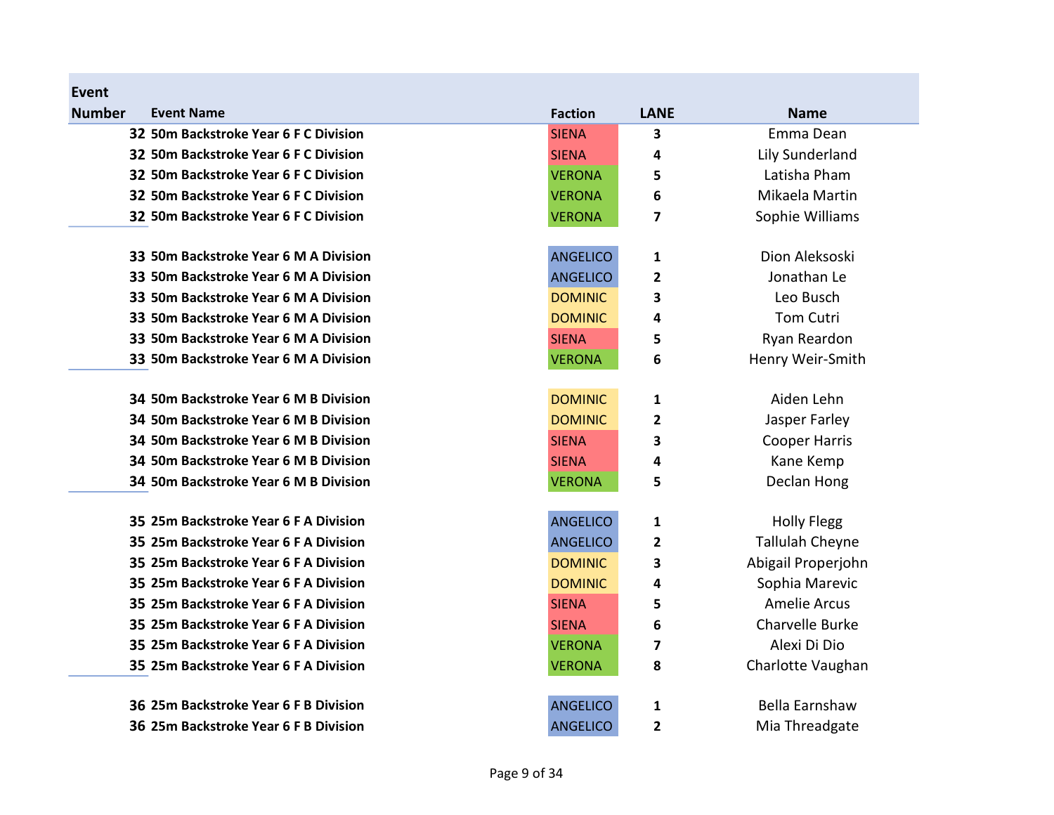| Event Number | Event Name | Faction | LANE | Name |
|---|---|---|---|---|
| 32 | 50m Backstroke Year 6 F C Division | SIENA | 3 | Emma Dean |
| 32 | 50m Backstroke Year 6 F C Division | SIENA | 4 | Lily Sunderland |
| 32 | 50m Backstroke Year 6 F C Division | VERONA | 5 | Latisha Pham |
| 32 | 50m Backstroke Year 6 F C Division | VERONA | 6 | Mikaela Martin |
| 32 | 50m Backstroke Year 6 F C Division | VERONA | 7 | Sophie Williams |
| 33 | 50m Backstroke Year 6 M A Division | ANGELICO | 1 | Dion Aleksoski |
| 33 | 50m Backstroke Year 6 M A Division | ANGELICO | 2 | Jonathan Le |
| 33 | 50m Backstroke Year 6 M A Division | DOMINIC | 3 | Leo Busch |
| 33 | 50m Backstroke Year 6 M A Division | DOMINIC | 4 | Tom Cutri |
| 33 | 50m Backstroke Year 6 M A Division | SIENA | 5 | Ryan Reardon |
| 33 | 50m Backstroke Year 6 M A Division | VERONA | 6 | Henry Weir-Smith |
| 34 | 50m Backstroke Year 6 M B Division | DOMINIC | 1 | Aiden Lehn |
| 34 | 50m Backstroke Year 6 M B Division | DOMINIC | 2 | Jasper Farley |
| 34 | 50m Backstroke Year 6 M B Division | SIENA | 3 | Cooper Harris |
| 34 | 50m Backstroke Year 6 M B Division | SIENA | 4 | Kane Kemp |
| 34 | 50m Backstroke Year 6 M B Division | VERONA | 5 | Declan Hong |
| 35 | 25m Backstroke Year 6 F A Division | ANGELICO | 1 | Holly Flegg |
| 35 | 25m Backstroke Year 6 F A Division | ANGELICO | 2 | Tallulah Cheyne |
| 35 | 25m Backstroke Year 6 F A Division | DOMINIC | 3 | Abigail Properjohn |
| 35 | 25m Backstroke Year 6 F A Division | DOMINIC | 4 | Sophia Marevic |
| 35 | 25m Backstroke Year 6 F A Division | SIENA | 5 | Amelie Arcus |
| 35 | 25m Backstroke Year 6 F A Division | SIENA | 6 | Charvelle Burke |
| 35 | 25m Backstroke Year 6 F A Division | VERONA | 7 | Alexi Di Dio |
| 35 | 25m Backstroke Year 6 F A Division | VERONA | 8 | Charlotte Vaughan |
| 36 | 25m Backstroke Year 6 F B Division | ANGELICO | 1 | Bella Earnshaw |
| 36 | 25m Backstroke Year 6 F B Division | ANGELICO | 2 | Mia Threadgate |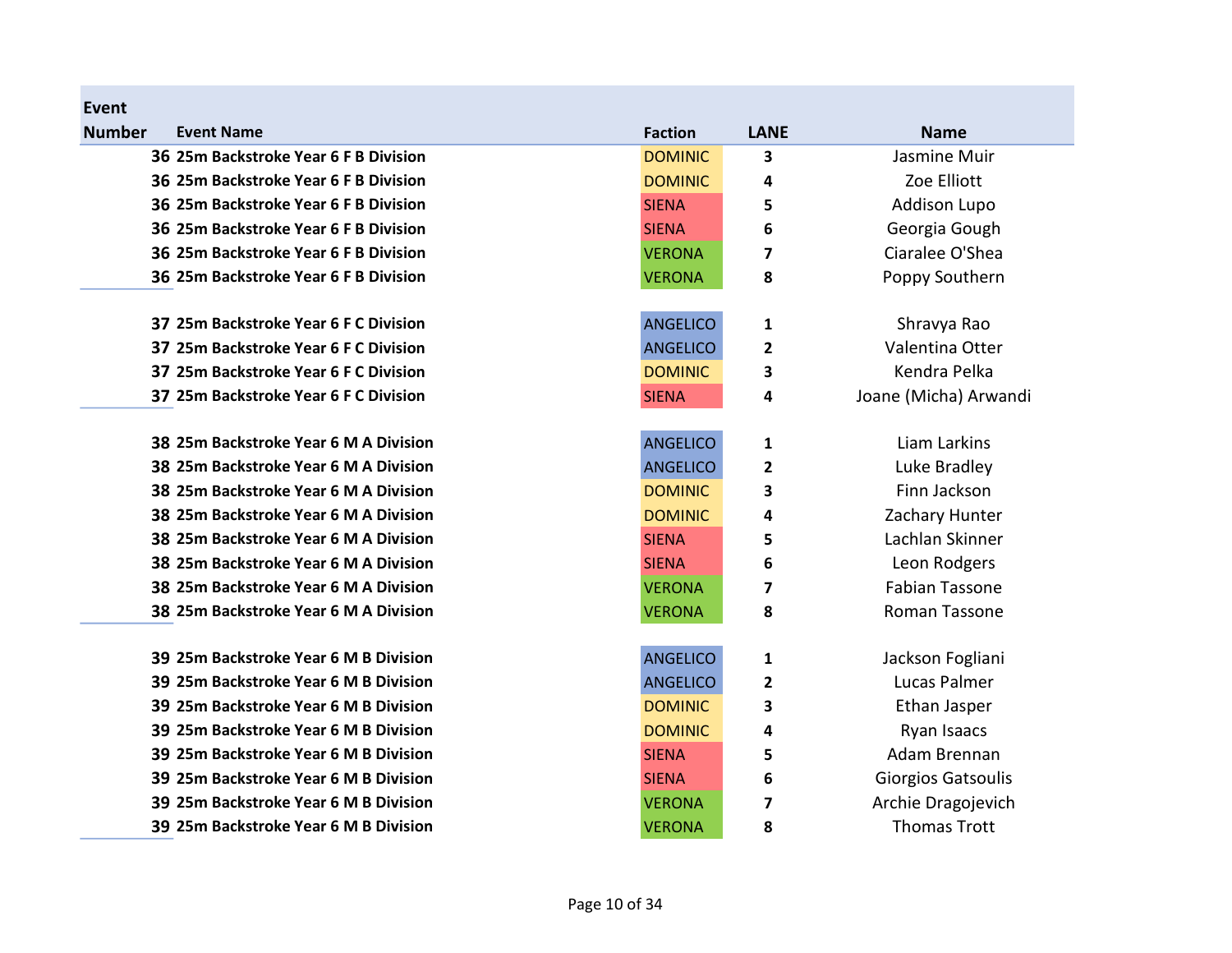| Event Number | Event Name | Faction | LANE | Name |
|---|---|---|---|---|
| 36 | 25m Backstroke Year 6 F B Division | DOMINIC | 3 | Jasmine Muir |
| 36 | 25m Backstroke Year 6 F B Division | DOMINIC | 4 | Zoe Elliott |
| 36 | 25m Backstroke Year 6 F B Division | SIENA | 5 | Addison Lupo |
| 36 | 25m Backstroke Year 6 F B Division | SIENA | 6 | Georgia Gough |
| 36 | 25m Backstroke Year 6 F B Division | VERONA | 7 | Ciaralee O'Shea |
| 36 | 25m Backstroke Year 6 F B Division | VERONA | 8 | Poppy Southern |
| | | | | |
| 37 | 25m Backstroke Year 6 F C Division | ANGELICO | 1 | Shravya Rao |
| 37 | 25m Backstroke Year 6 F C Division | ANGELICO | 2 | Valentina Otter |
| 37 | 25m Backstroke Year 6 F C Division | DOMINIC | 3 | Kendra Pelka |
| 37 | 25m Backstroke Year 6 F C Division | SIENA | 4 | Joane (Micha) Arwandi |
| | | | | |
| 38 | 25m Backstroke Year 6 M A Division | ANGELICO | 1 | Liam Larkins |
| 38 | 25m Backstroke Year 6 M A Division | ANGELICO | 2 | Luke Bradley |
| 38 | 25m Backstroke Year 6 M A Division | DOMINIC | 3 | Finn Jackson |
| 38 | 25m Backstroke Year 6 M A Division | DOMINIC | 4 | Zachary Hunter |
| 38 | 25m Backstroke Year 6 M A Division | SIENA | 5 | Lachlan Skinner |
| 38 | 25m Backstroke Year 6 M A Division | SIENA | 6 | Leon Rodgers |
| 38 | 25m Backstroke Year 6 M A Division | VERONA | 7 | Fabian Tassone |
| 38 | 25m Backstroke Year 6 M A Division | VERONA | 8 | Roman Tassone |
| | | | | |
| 39 | 25m Backstroke Year 6 M B Division | ANGELICO | 1 | Jackson Fogliani |
| 39 | 25m Backstroke Year 6 M B Division | ANGELICO | 2 | Lucas Palmer |
| 39 | 25m Backstroke Year 6 M B Division | DOMINIC | 3 | Ethan Jasper |
| 39 | 25m Backstroke Year 6 M B Division | DOMINIC | 4 | Ryan Isaacs |
| 39 | 25m Backstroke Year 6 M B Division | SIENA | 5 | Adam Brennan |
| 39 | 25m Backstroke Year 6 M B Division | SIENA | 6 | Giorgios Gatsoulis |
| 39 | 25m Backstroke Year 6 M B Division | VERONA | 7 | Archie Dragojevich |
| 39 | 25m Backstroke Year 6 M B Division | VERONA | 8 | Thomas Trott |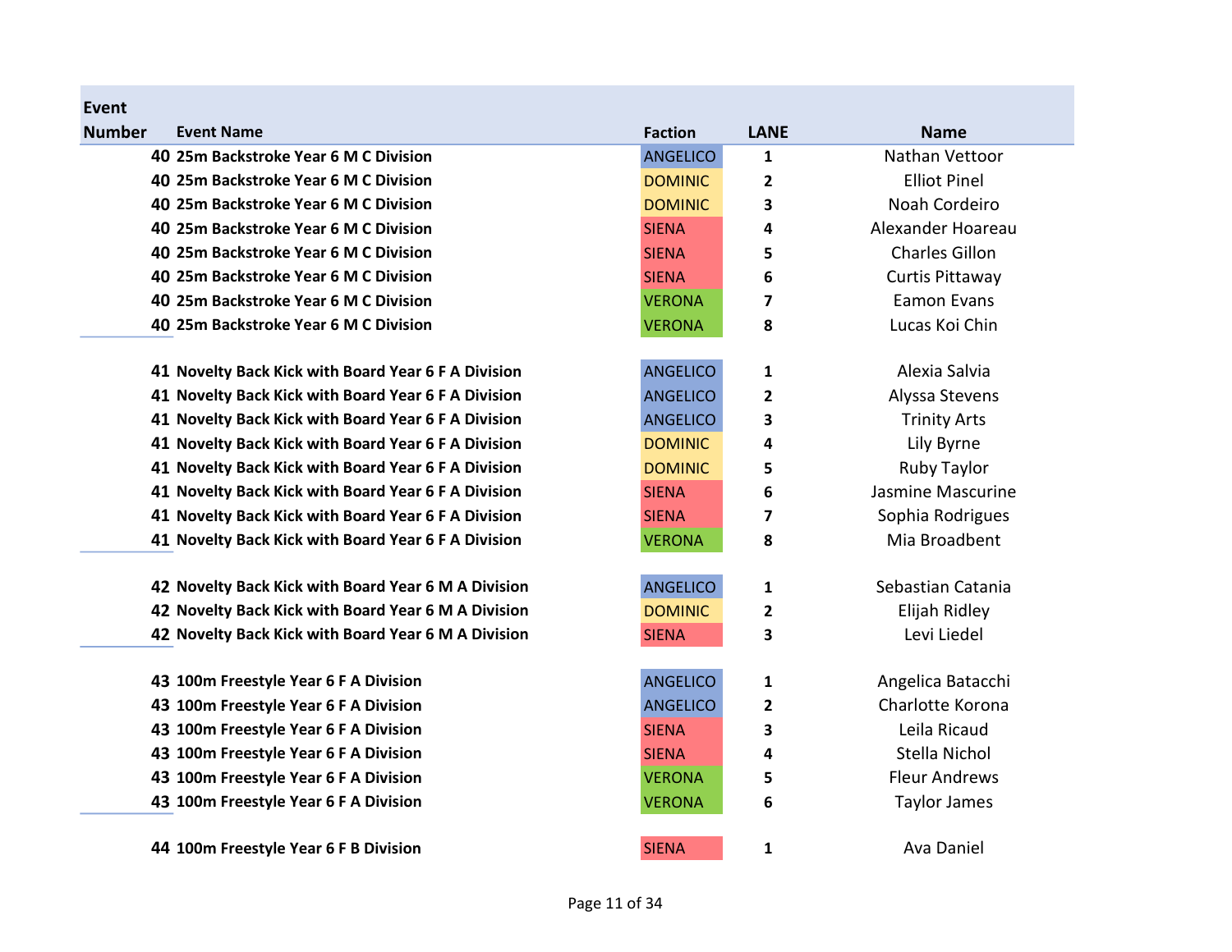| Event Number | Event Name | Faction | LANE | Name |
|---|---|---|---|---|
| 40 | 25m Backstroke Year 6 M C Division | ANGELICO | 1 | Nathan Vettoor |
| 40 | 25m Backstroke Year 6 M C Division | DOMINIC | 2 | Elliot Pinel |
| 40 | 25m Backstroke Year 6 M C Division | DOMINIC | 3 | Noah Cordeiro |
| 40 | 25m Backstroke Year 6 M C Division | SIENA | 4 | Alexander Hoareau |
| 40 | 25m Backstroke Year 6 M C Division | SIENA | 5 | Charles Gillon |
| 40 | 25m Backstroke Year 6 M C Division | SIENA | 6 | Curtis Pittaway |
| 40 | 25m Backstroke Year 6 M C Division | VERONA | 7 | Eamon Evans |
| 40 | 25m Backstroke Year 6 M C Division | VERONA | 8 | Lucas Koi Chin |
| 41 | Novelty Back Kick with Board Year 6 F A Division | ANGELICO | 1 | Alexia Salvia |
| 41 | Novelty Back Kick with Board Year 6 F A Division | ANGELICO | 2 | Alyssa Stevens |
| 41 | Novelty Back Kick with Board Year 6 F A Division | ANGELICO | 3 | Trinity Arts |
| 41 | Novelty Back Kick with Board Year 6 F A Division | DOMINIC | 4 | Lily Byrne |
| 41 | Novelty Back Kick with Board Year 6 F A Division | DOMINIC | 5 | Ruby Taylor |
| 41 | Novelty Back Kick with Board Year 6 F A Division | SIENA | 6 | Jasmine Mascurine |
| 41 | Novelty Back Kick with Board Year 6 F A Division | SIENA | 7 | Sophia Rodrigues |
| 41 | Novelty Back Kick with Board Year 6 F A Division | VERONA | 8 | Mia Broadbent |
| 42 | Novelty Back Kick with Board Year 6 M A Division | ANGELICO | 1 | Sebastian Catania |
| 42 | Novelty Back Kick with Board Year 6 M A Division | DOMINIC | 2 | Elijah Ridley |
| 42 | Novelty Back Kick with Board Year 6 M A Division | SIENA | 3 | Levi Liedel |
| 43 | 100m Freestyle Year 6 F A Division | ANGELICO | 1 | Angelica Batacchi |
| 43 | 100m Freestyle Year 6 F A Division | ANGELICO | 2 | Charlotte Korona |
| 43 | 100m Freestyle Year 6 F A Division | SIENA | 3 | Leila Ricaud |
| 43 | 100m Freestyle Year 6 F A Division | SIENA | 4 | Stella Nichol |
| 43 | 100m Freestyle Year 6 F A Division | VERONA | 5 | Fleur Andrews |
| 43 | 100m Freestyle Year 6 F A Division | VERONA | 6 | Taylor James |
| 44 | 100m Freestyle Year 6 F B Division | SIENA | 1 | Ava Daniel |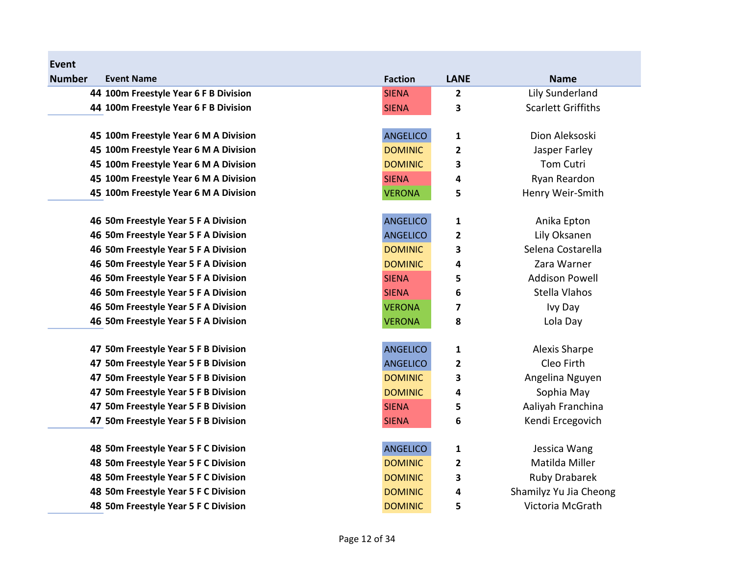| Event Number | Event Name | Faction | LANE | Name |
|---|---|---|---|---|
| 44 | 100m Freestyle Year 6 F B Division | SIENA | 2 | Lily Sunderland |
| 44 | 100m Freestyle Year 6 F B Division | SIENA | 3 | Scarlett Griffiths |
| 45 | 100m Freestyle Year 6 M A Division | ANGELICO | 1 | Dion Aleksoski |
| 45 | 100m Freestyle Year 6 M A Division | DOMINIC | 2 | Jasper Farley |
| 45 | 100m Freestyle Year 6 M A Division | DOMINIC | 3 | Tom Cutri |
| 45 | 100m Freestyle Year 6 M A Division | SIENA | 4 | Ryan Reardon |
| 45 | 100m Freestyle Year 6 M A Division | VERONA | 5 | Henry Weir-Smith |
| 46 | 50m Freestyle Year 5 F A Division | ANGELICO | 1 | Anika Epton |
| 46 | 50m Freestyle Year 5 F A Division | ANGELICO | 2 | Lily Oksanen |
| 46 | 50m Freestyle Year 5 F A Division | DOMINIC | 3 | Selena Costarella |
| 46 | 50m Freestyle Year 5 F A Division | DOMINIC | 4 | Zara Warner |
| 46 | 50m Freestyle Year 5 F A Division | SIENA | 5 | Addison Powell |
| 46 | 50m Freestyle Year 5 F A Division | SIENA | 6 | Stella Vlahos |
| 46 | 50m Freestyle Year 5 F A Division | VERONA | 7 | Ivy Day |
| 46 | 50m Freestyle Year 5 F A Division | VERONA | 8 | Lola Day |
| 47 | 50m Freestyle Year 5 F B Division | ANGELICO | 1 | Alexis Sharpe |
| 47 | 50m Freestyle Year 5 F B Division | ANGELICO | 2 | Cleo Firth |
| 47 | 50m Freestyle Year 5 F B Division | DOMINIC | 3 | Angelina Nguyen |
| 47 | 50m Freestyle Year 5 F B Division | DOMINIC | 4 | Sophia May |
| 47 | 50m Freestyle Year 5 F B Division | SIENA | 5 | Aaliyah Franchina |
| 47 | 50m Freestyle Year 5 F B Division | SIENA | 6 | Kendi Ercegovich |
| 48 | 50m Freestyle Year 5 F C Division | ANGELICO | 1 | Jessica Wang |
| 48 | 50m Freestyle Year 5 F C Division | DOMINIC | 2 | Matilda Miller |
| 48 | 50m Freestyle Year 5 F C Division | DOMINIC | 3 | Ruby Drabarek |
| 48 | 50m Freestyle Year 5 F C Division | DOMINIC | 4 | Shamilyz Yu Jia Cheong |
| 48 | 50m Freestyle Year 5 F C Division | DOMINIC | 5 | Victoria McGrath |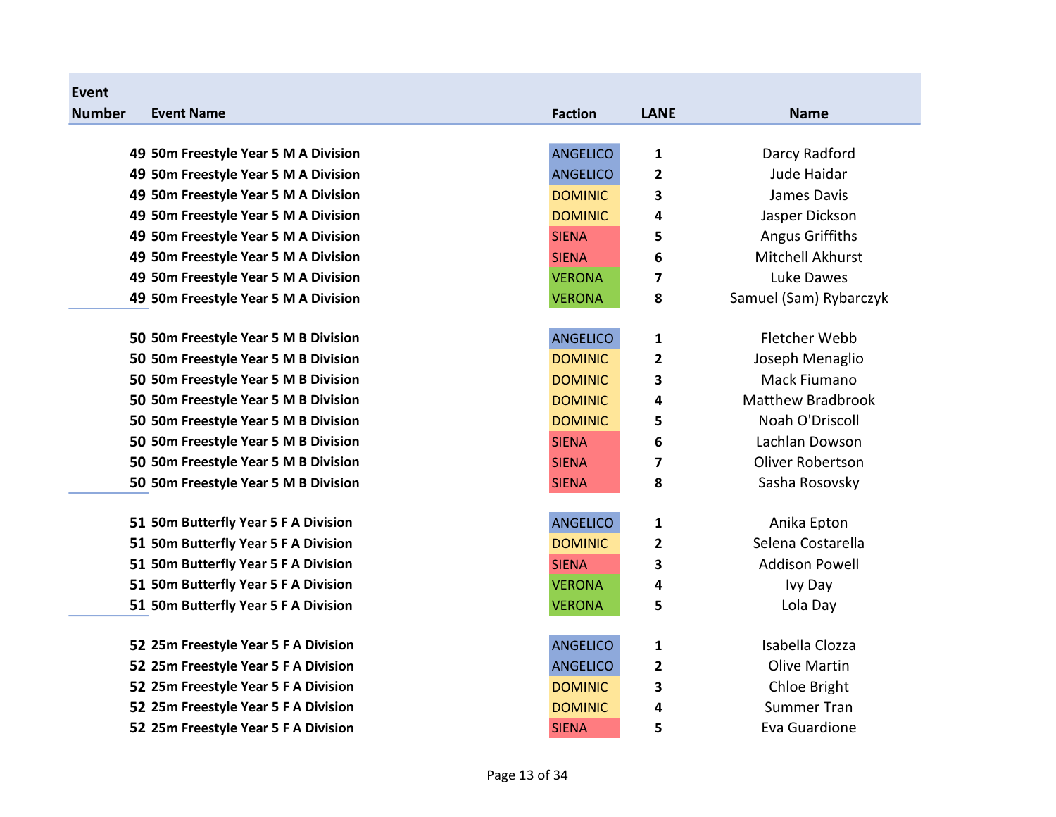| Event Number | Event Name | Faction | LANE | Name |
|---|---|---|---|---|
| 49 | 50m Freestyle Year 5 M A Division | ANGELICO | 1 | Darcy Radford |
| 49 | 50m Freestyle Year 5 M A Division | ANGELICO | 2 | Jude Haidar |
| 49 | 50m Freestyle Year 5 M A Division | DOMINIC | 3 | James Davis |
| 49 | 50m Freestyle Year 5 M A Division | DOMINIC | 4 | Jasper Dickson |
| 49 | 50m Freestyle Year 5 M A Division | SIENA | 5 | Angus Griffiths |
| 49 | 50m Freestyle Year 5 M A Division | SIENA | 6 | Mitchell Akhurst |
| 49 | 50m Freestyle Year 5 M A Division | VERONA | 7 | Luke Dawes |
| 49 | 50m Freestyle Year 5 M A Division | VERONA | 8 | Samuel (Sam) Rybarczyk |
| 50 | 50m Freestyle Year 5 M B Division | ANGELICO | 1 | Fletcher Webb |
| 50 | 50m Freestyle Year 5 M B Division | DOMINIC | 2 | Joseph Menaglio |
| 50 | 50m Freestyle Year 5 M B Division | DOMINIC | 3 | Mack Fiumano |
| 50 | 50m Freestyle Year 5 M B Division | DOMINIC | 4 | Matthew Bradbrook |
| 50 | 50m Freestyle Year 5 M B Division | DOMINIC | 5 | Noah O'Driscoll |
| 50 | 50m Freestyle Year 5 M B Division | SIENA | 6 | Lachlan Dowson |
| 50 | 50m Freestyle Year 5 M B Division | SIENA | 7 | Oliver Robertson |
| 50 | 50m Freestyle Year 5 M B Division | SIENA | 8 | Sasha Rosovsky |
| 51 | 50m Butterfly Year 5 F A Division | ANGELICO | 1 | Anika Epton |
| 51 | 50m Butterfly Year 5 F A Division | DOMINIC | 2 | Selena Costarella |
| 51 | 50m Butterfly Year 5 F A Division | SIENA | 3 | Addison Powell |
| 51 | 50m Butterfly Year 5 F A Division | VERONA | 4 | Ivy Day |
| 51 | 50m Butterfly Year 5 F A Division | VERONA | 5 | Lola Day |
| 52 | 25m Freestyle Year 5 F A Division | ANGELICO | 1 | Isabella Clozza |
| 52 | 25m Freestyle Year 5 F A Division | ANGELICO | 2 | Olive Martin |
| 52 | 25m Freestyle Year 5 F A Division | DOMINIC | 3 | Chloe Bright |
| 52 | 25m Freestyle Year 5 F A Division | DOMINIC | 4 | Summer Tran |
| 52 | 25m Freestyle Year 5 F A Division | SIENA | 5 | Eva Guardione |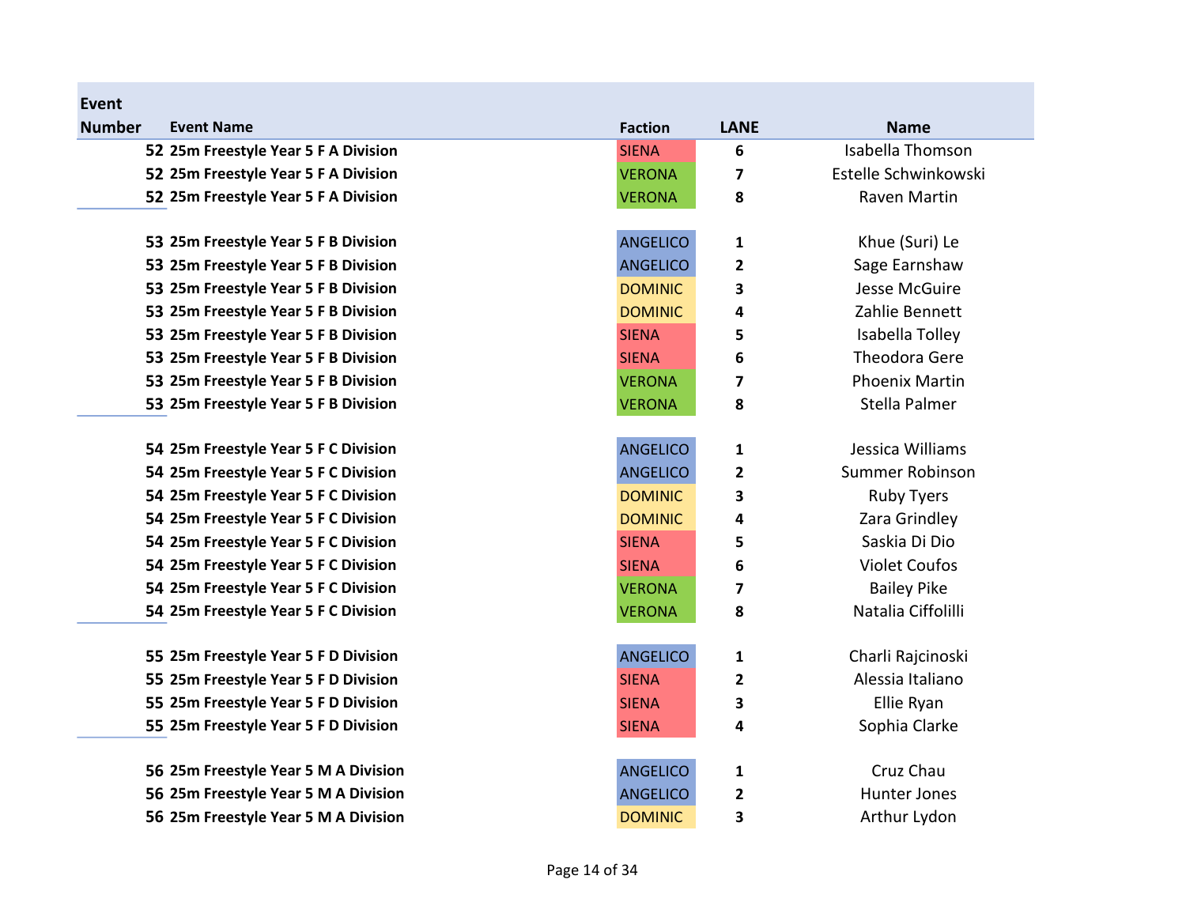| Event Number | Event Name | Faction | LANE | Name |
|---|---|---|---|---|
| 52 | 25m Freestyle Year 5 F A Division | SIENA | 6 | Isabella Thomson |
| 52 | 25m Freestyle Year 5 F A Division | VERONA | 7 | Estelle Schwinkowski |
| 52 | 25m Freestyle Year 5 F A Division | VERONA | 8 | Raven Martin |
| 53 | 25m Freestyle Year 5 F B Division | ANGELICO | 1 | Khue (Suri) Le |
| 53 | 25m Freestyle Year 5 F B Division | ANGELICO | 2 | Sage Earnshaw |
| 53 | 25m Freestyle Year 5 F B Division | DOMINIC | 3 | Jesse McGuire |
| 53 | 25m Freestyle Year 5 F B Division | DOMINIC | 4 | Zahlie Bennett |
| 53 | 25m Freestyle Year 5 F B Division | SIENA | 5 | Isabella Tolley |
| 53 | 25m Freestyle Year 5 F B Division | SIENA | 6 | Theodora Gere |
| 53 | 25m Freestyle Year 5 F B Division | VERONA | 7 | Phoenix Martin |
| 53 | 25m Freestyle Year 5 F B Division | VERONA | 8 | Stella Palmer |
| 54 | 25m Freestyle Year 5 F C Division | ANGELICO | 1 | Jessica Williams |
| 54 | 25m Freestyle Year 5 F C Division | ANGELICO | 2 | Summer Robinson |
| 54 | 25m Freestyle Year 5 F C Division | DOMINIC | 3 | Ruby Tyers |
| 54 | 25m Freestyle Year 5 F C Division | DOMINIC | 4 | Zara Grindley |
| 54 | 25m Freestyle Year 5 F C Division | SIENA | 5 | Saskia Di Dio |
| 54 | 25m Freestyle Year 5 F C Division | SIENA | 6 | Violet Coufos |
| 54 | 25m Freestyle Year 5 F C Division | VERONA | 7 | Bailey Pike |
| 54 | 25m Freestyle Year 5 F C Division | VERONA | 8 | Natalia Ciffolilli |
| 55 | 25m Freestyle Year 5 F D Division | ANGELICO | 1 | Charli Rajcinoski |
| 55 | 25m Freestyle Year 5 F D Division | SIENA | 2 | Alessia Italiano |
| 55 | 25m Freestyle Year 5 F D Division | SIENA | 3 | Ellie Ryan |
| 55 | 25m Freestyle Year 5 F D Division | SIENA | 4 | Sophia Clarke |
| 56 | 25m Freestyle Year 5 M A Division | ANGELICO | 1 | Cruz Chau |
| 56 | 25m Freestyle Year 5 M A Division | ANGELICO | 2 | Hunter Jones |
| 56 | 25m Freestyle Year 5 M A Division | DOMINIC | 3 | Arthur Lydon |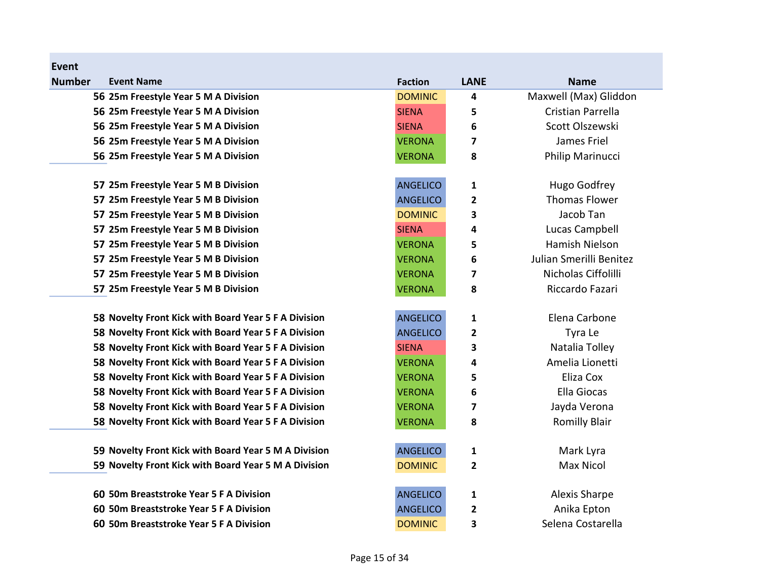| Event Number | Event Name | Faction | LANE | Name |
|---|---|---|---|---|
| 56 | 25m Freestyle Year 5 M A Division | DOMINIC | 4 | Maxwell (Max) Gliddon |
| 56 | 25m Freestyle Year 5 M A Division | SIENA | 5 | Cristian Parrella |
| 56 | 25m Freestyle Year 5 M A Division | SIENA | 6 | Scott Olszewski |
| 56 | 25m Freestyle Year 5 M A Division | VERONA | 7 | James Friel |
| 56 | 25m Freestyle Year 5 M A Division | VERONA | 8 | Philip Marinucci |
| | | | | |
| 57 | 25m Freestyle Year 5 M B Division | ANGELICO | 1 | Hugo Godfrey |
| 57 | 25m Freestyle Year 5 M B Division | ANGELICO | 2 | Thomas Flower |
| 57 | 25m Freestyle Year 5 M B Division | DOMINIC | 3 | Jacob Tan |
| 57 | 25m Freestyle Year 5 M B Division | SIENA | 4 | Lucas Campbell |
| 57 | 25m Freestyle Year 5 M B Division | VERONA | 5 | Hamish Nielson |
| 57 | 25m Freestyle Year 5 M B Division | VERONA | 6 | Julian Smerilli Benitez |
| 57 | 25m Freestyle Year 5 M B Division | VERONA | 7 | Nicholas Ciffolilli |
| 57 | 25m Freestyle Year 5 M B Division | VERONA | 8 | Riccardo Fazari |
| | | | | |
| 58 | Novelty Front Kick with Board Year 5 F A Division | ANGELICO | 1 | Elena Carbone |
| 58 | Novelty Front Kick with Board Year 5 F A Division | ANGELICO | 2 | Tyra Le |
| 58 | Novelty Front Kick with Board Year 5 F A Division | SIENA | 3 | Natalia Tolley |
| 58 | Novelty Front Kick with Board Year 5 F A Division | VERONA | 4 | Amelia Lionetti |
| 58 | Novelty Front Kick with Board Year 5 F A Division | VERONA | 5 | Eliza Cox |
| 58 | Novelty Front Kick with Board Year 5 F A Division | VERONA | 6 | Ella Giocas |
| 58 | Novelty Front Kick with Board Year 5 F A Division | VERONA | 7 | Jayda Verona |
| 58 | Novelty Front Kick with Board Year 5 F A Division | VERONA | 8 | Romilly Blair |
| | | | | |
| 59 | Novelty Front Kick with Board Year 5 M A Division | ANGELICO | 1 | Mark Lyra |
| 59 | Novelty Front Kick with Board Year 5 M A Division | DOMINIC | 2 | Max Nicol |
| | | | | |
| 60 | 50m Breaststroke Year 5 F A Division | ANGELICO | 1 | Alexis Sharpe |
| 60 | 50m Breaststroke Year 5 F A Division | ANGELICO | 2 | Anika Epton |
| 60 | 50m Breaststroke Year 5 F A Division | DOMINIC | 3 | Selena Costarella |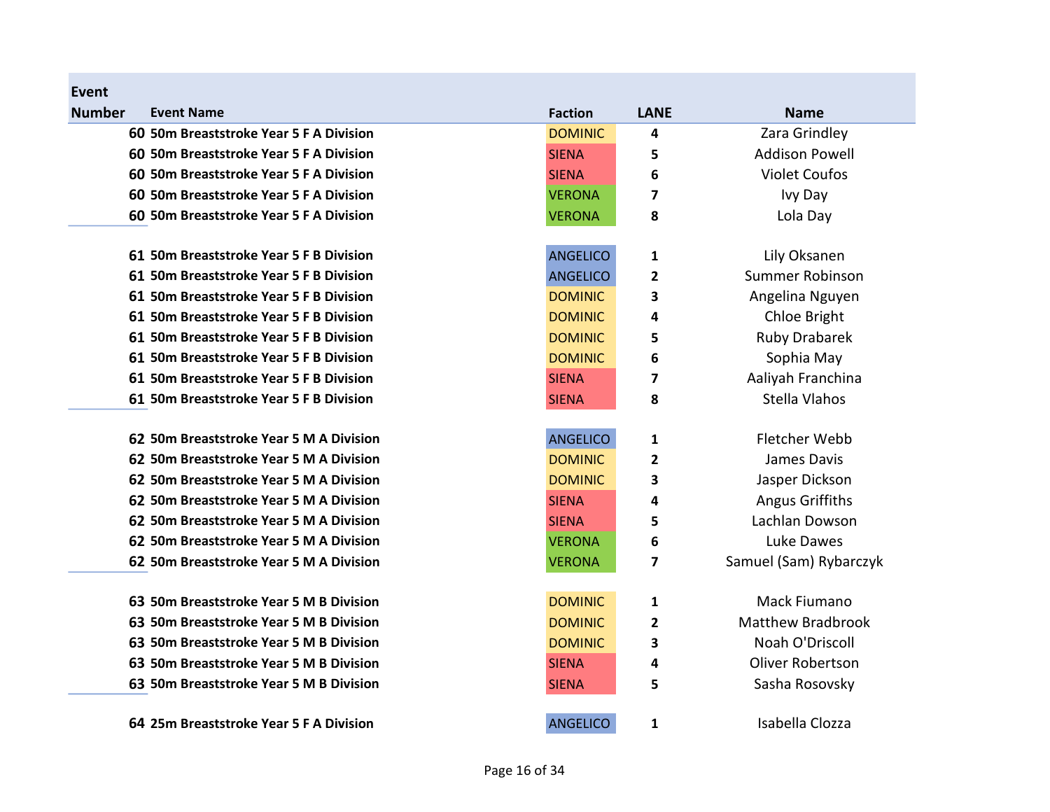| Event Number | Event Name | Faction | LANE | Name |
|---|---|---|---|---|
| 60 | 50m Breaststroke Year 5 F A Division | DOMINIC | 4 | Zara Grindley |
| 60 | 50m Breaststroke Year 5 F A Division | SIENA | 5 | Addison Powell |
| 60 | 50m Breaststroke Year 5 F A Division | SIENA | 6 | Violet Coufos |
| 60 | 50m Breaststroke Year 5 F A Division | VERONA | 7 | Ivy Day |
| 60 | 50m Breaststroke Year 5 F A Division | VERONA | 8 | Lola Day |
| | | | | |
| 61 | 50m Breaststroke Year 5 F B Division | ANGELICO | 1 | Lily Oksanen |
| 61 | 50m Breaststroke Year 5 F B Division | ANGELICO | 2 | Summer Robinson |
| 61 | 50m Breaststroke Year 5 F B Division | DOMINIC | 3 | Angelina Nguyen |
| 61 | 50m Breaststroke Year 5 F B Division | DOMINIC | 4 | Chloe Bright |
| 61 | 50m Breaststroke Year 5 F B Division | DOMINIC | 5 | Ruby Drabarek |
| 61 | 50m Breaststroke Year 5 F B Division | DOMINIC | 6 | Sophia May |
| 61 | 50m Breaststroke Year 5 F B Division | SIENA | 7 | Aaliyah Franchina |
| 61 | 50m Breaststroke Year 5 F B Division | SIENA | 8 | Stella Vlahos |
| | | | | |
| 62 | 50m Breaststroke Year 5 M A Division | ANGELICO | 1 | Fletcher Webb |
| 62 | 50m Breaststroke Year 5 M A Division | DOMINIC | 2 | James Davis |
| 62 | 50m Breaststroke Year 5 M A Division | DOMINIC | 3 | Jasper Dickson |
| 62 | 50m Breaststroke Year 5 M A Division | SIENA | 4 | Angus Griffiths |
| 62 | 50m Breaststroke Year 5 M A Division | SIENA | 5 | Lachlan Dowson |
| 62 | 50m Breaststroke Year 5 M A Division | VERONA | 6 | Luke Dawes |
| 62 | 50m Breaststroke Year 5 M A Division | VERONA | 7 | Samuel (Sam) Rybarczyk |
| | | | | |
| 63 | 50m Breaststroke Year 5 M B Division | DOMINIC | 1 | Mack Fiumano |
| 63 | 50m Breaststroke Year 5 M B Division | DOMINIC | 2 | Matthew Bradbrook |
| 63 | 50m Breaststroke Year 5 M B Division | DOMINIC | 3 | Noah O'Driscoll |
| 63 | 50m Breaststroke Year 5 M B Division | SIENA | 4 | Oliver Robertson |
| 63 | 50m Breaststroke Year 5 M B Division | SIENA | 5 | Sasha Rosovsky |
| | | | | |
| 64 | 25m Breaststroke Year 5 F A Division | ANGELICO | 1 | Isabella Clozza |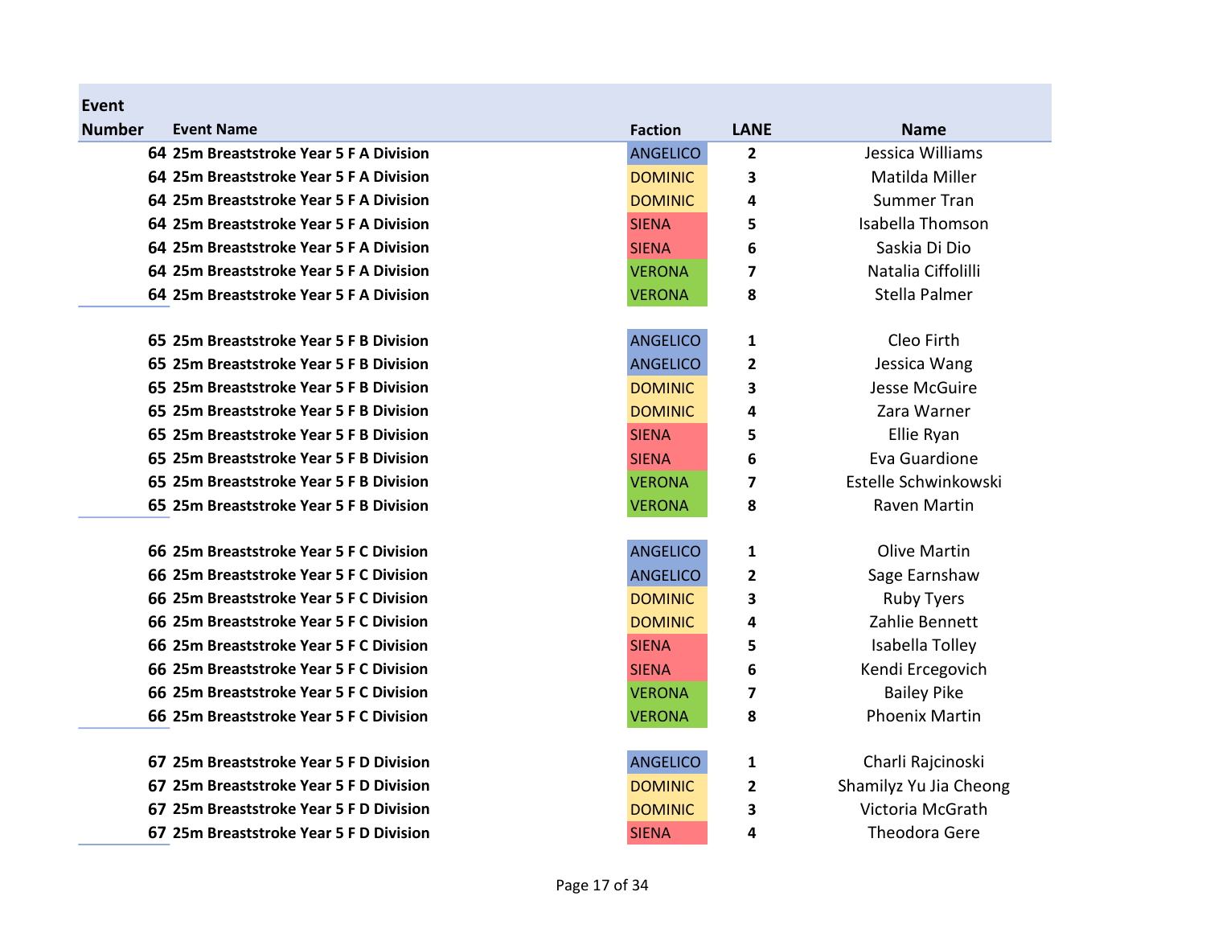| Event Number | Event Name | Faction | LANE | Name |
|---|---|---|---|---|
| 64 | 25m Breaststroke Year 5 F A Division | ANGELICO | 2 | Jessica Williams |
| 64 | 25m Breaststroke Year 5 F A Division | DOMINIC | 3 | Matilda Miller |
| 64 | 25m Breaststroke Year 5 F A Division | DOMINIC | 4 | Summer Tran |
| 64 | 25m Breaststroke Year 5 F A Division | SIENA | 5 | Isabella Thomson |
| 64 | 25m Breaststroke Year 5 F A Division | SIENA | 6 | Saskia Di Dio |
| 64 | 25m Breaststroke Year 5 F A Division | VERONA | 7 | Natalia Ciffolilli |
| 64 | 25m Breaststroke Year 5 F A Division | VERONA | 8 | Stella Palmer |
| | | | | |
| 65 | 25m Breaststroke Year 5 F B Division | ANGELICO | 1 | Cleo Firth |
| 65 | 25m Breaststroke Year 5 F B Division | ANGELICO | 2 | Jessica Wang |
| 65 | 25m Breaststroke Year 5 F B Division | DOMINIC | 3 | Jesse McGuire |
| 65 | 25m Breaststroke Year 5 F B Division | DOMINIC | 4 | Zara Warner |
| 65 | 25m Breaststroke Year 5 F B Division | SIENA | 5 | Ellie Ryan |
| 65 | 25m Breaststroke Year 5 F B Division | SIENA | 6 | Eva Guardione |
| 65 | 25m Breaststroke Year 5 F B Division | VERONA | 7 | Estelle Schwinkowski |
| 65 | 25m Breaststroke Year 5 F B Division | VERONA | 8 | Raven Martin |
| | | | | |
| 66 | 25m Breaststroke Year 5 F C Division | ANGELICO | 1 | Olive Martin |
| 66 | 25m Breaststroke Year 5 F C Division | ANGELICO | 2 | Sage Earnshaw |
| 66 | 25m Breaststroke Year 5 F C Division | DOMINIC | 3 | Ruby Tyers |
| 66 | 25m Breaststroke Year 5 F C Division | DOMINIC | 4 | Zahlie Bennett |
| 66 | 25m Breaststroke Year 5 F C Division | SIENA | 5 | Isabella Tolley |
| 66 | 25m Breaststroke Year 5 F C Division | SIENA | 6 | Kendi Ercegovich |
| 66 | 25m Breaststroke Year 5 F C Division | VERONA | 7 | Bailey Pike |
| 66 | 25m Breaststroke Year 5 F C Division | VERONA | 8 | Phoenix Martin |
| | | | | |
| 67 | 25m Breaststroke Year 5 F D Division | ANGELICO | 1 | Charli Rajcinoski |
| 67 | 25m Breaststroke Year 5 F D Division | DOMINIC | 2 | Shamilyz Yu Jia Cheong |
| 67 | 25m Breaststroke Year 5 F D Division | DOMINIC | 3 | Victoria McGrath |
| 67 | 25m Breaststroke Year 5 F D Division | SIENA | 4 | Theodora Gere |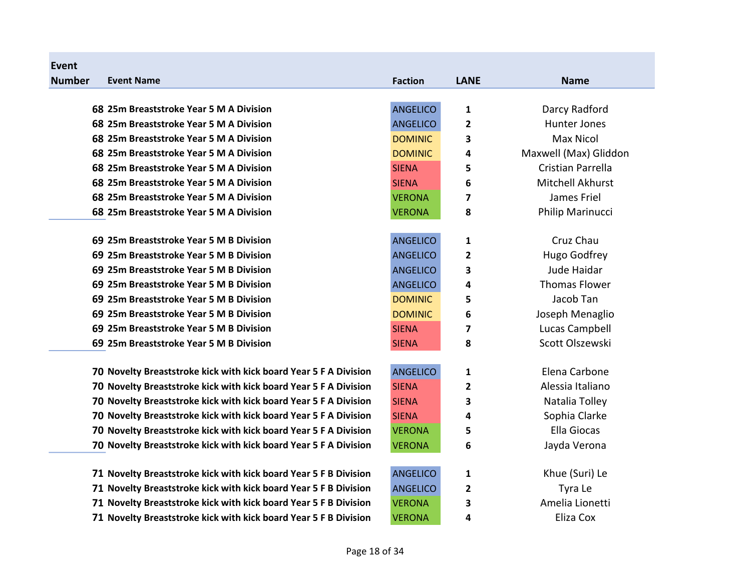| Event Number | Event Name | Faction | LANE | Name |
|---|---|---|---|---|
| 68 | 25m Breaststroke Year 5 M A Division | ANGELICO | 1 | Darcy Radford |
| 68 | 25m Breaststroke Year 5 M A Division | ANGELICO | 2 | Hunter Jones |
| 68 | 25m Breaststroke Year 5 M A Division | DOMINIC | 3 | Max Nicol |
| 68 | 25m Breaststroke Year 5 M A Division | DOMINIC | 4 | Maxwell (Max) Gliddon |
| 68 | 25m Breaststroke Year 5 M A Division | SIENA | 5 | Cristian Parrella |
| 68 | 25m Breaststroke Year 5 M A Division | SIENA | 6 | Mitchell Akhurst |
| 68 | 25m Breaststroke Year 5 M A Division | VERONA | 7 | James Friel |
| 68 | 25m Breaststroke Year 5 M A Division | VERONA | 8 | Philip Marinucci |
| 69 | 25m Breaststroke Year 5 M B Division | ANGELICO | 1 | Cruz Chau |
| 69 | 25m Breaststroke Year 5 M B Division | ANGELICO | 2 | Hugo Godfrey |
| 69 | 25m Breaststroke Year 5 M B Division | ANGELICO | 3 | Jude Haidar |
| 69 | 25m Breaststroke Year 5 M B Division | ANGELICO | 4 | Thomas Flower |
| 69 | 25m Breaststroke Year 5 M B Division | DOMINIC | 5 | Jacob Tan |
| 69 | 25m Breaststroke Year 5 M B Division | DOMINIC | 6 | Joseph Menaglio |
| 69 | 25m Breaststroke Year 5 M B Division | SIENA | 7 | Lucas Campbell |
| 69 | 25m Breaststroke Year 5 M B Division | SIENA | 8 | Scott Olszewski |
| 70 | Novelty Breaststroke kick with kick board Year 5 F A Division | ANGELICO | 1 | Elena Carbone |
| 70 | Novelty Breaststroke kick with kick board Year 5 F A Division | SIENA | 2 | Alessia Italiano |
| 70 | Novelty Breaststroke kick with kick board Year 5 F A Division | SIENA | 3 | Natalia Tolley |
| 70 | Novelty Breaststroke kick with kick board Year 5 F A Division | SIENA | 4 | Sophia Clarke |
| 70 | Novelty Breaststroke kick with kick board Year 5 F A Division | VERONA | 5 | Ella Giocas |
| 70 | Novelty Breaststroke kick with kick board Year 5 F A Division | VERONA | 6 | Jayda Verona |
| 71 | Novelty Breaststroke kick with kick board Year 5 F B Division | ANGELICO | 1 | Khue (Suri) Le |
| 71 | Novelty Breaststroke kick with kick board Year 5 F B Division | ANGELICO | 2 | Tyra Le |
| 71 | Novelty Breaststroke kick with kick board Year 5 F B Division | VERONA | 3 | Amelia Lionetti |
| 71 | Novelty Breaststroke kick with kick board Year 5 F B Division | VERONA | 4 | Eliza Cox |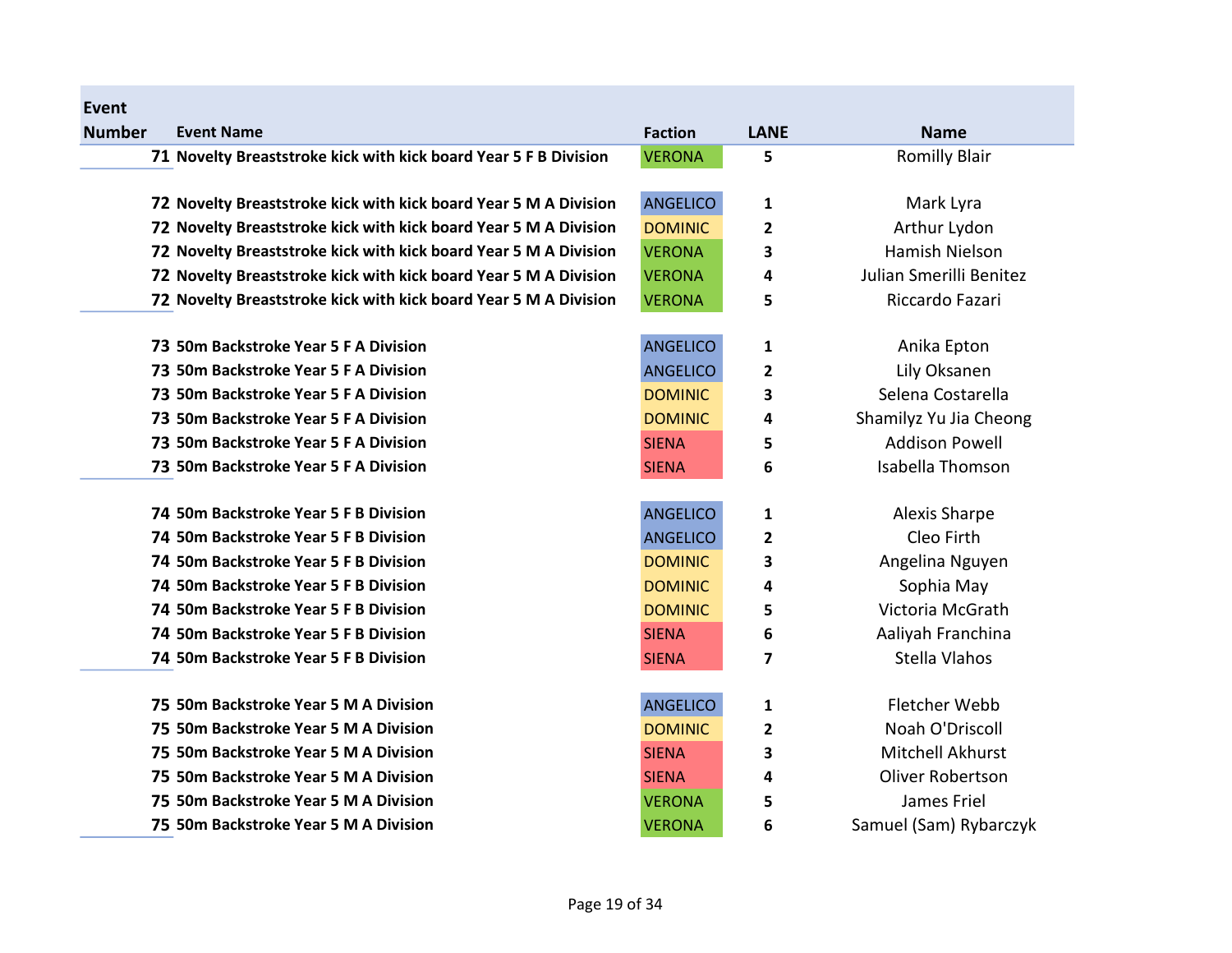| Event Number | Event Name | Faction | LANE | Name |
|---|---|---|---|---|
| 71 | Novelty Breaststroke kick with kick board Year 5 F B Division | VERONA | 5 | Romilly Blair |
| 72 | Novelty Breaststroke kick with kick board Year 5 M A Division | ANGELICO | 1 | Mark Lyra |
| 72 | Novelty Breaststroke kick with kick board Year 5 M A Division | DOMINIC | 2 | Arthur Lydon |
| 72 | Novelty Breaststroke kick with kick board Year 5 M A Division | VERONA | 3 | Hamish Nielson |
| 72 | Novelty Breaststroke kick with kick board Year 5 M A Division | VERONA | 4 | Julian Smerilli Benitez |
| 72 | Novelty Breaststroke kick with kick board Year 5 M A Division | VERONA | 5 | Riccardo Fazari |
| 73 | 50m Backstroke Year 5 F A Division | ANGELICO | 1 | Anika Epton |
| 73 | 50m Backstroke Year 5 F A Division | ANGELICO | 2 | Lily Oksanen |
| 73 | 50m Backstroke Year 5 F A Division | DOMINIC | 3 | Selena Costarella |
| 73 | 50m Backstroke Year 5 F A Division | DOMINIC | 4 | Shamilyz Yu Jia Cheong |
| 73 | 50m Backstroke Year 5 F A Division | SIENA | 5 | Addison Powell |
| 73 | 50m Backstroke Year 5 F A Division | SIENA | 6 | Isabella Thomson |
| 74 | 50m Backstroke Year 5 F B Division | ANGELICO | 1 | Alexis Sharpe |
| 74 | 50m Backstroke Year 5 F B Division | ANGELICO | 2 | Cleo Firth |
| 74 | 50m Backstroke Year 5 F B Division | DOMINIC | 3 | Angelina Nguyen |
| 74 | 50m Backstroke Year 5 F B Division | DOMINIC | 4 | Sophia May |
| 74 | 50m Backstroke Year 5 F B Division | DOMINIC | 5 | Victoria McGrath |
| 74 | 50m Backstroke Year 5 F B Division | SIENA | 6 | Aaliyah Franchina |
| 74 | 50m Backstroke Year 5 F B Division | SIENA | 7 | Stella Vlahos |
| 75 | 50m Backstroke Year 5 M A Division | ANGELICO | 1 | Fletcher Webb |
| 75 | 50m Backstroke Year 5 M A Division | DOMINIC | 2 | Noah O'Driscoll |
| 75 | 50m Backstroke Year 5 M A Division | SIENA | 3 | Mitchell Akhurst |
| 75 | 50m Backstroke Year 5 M A Division | SIENA | 4 | Oliver Robertson |
| 75 | 50m Backstroke Year 5 M A Division | VERONA | 5 | James Friel |
| 75 | 50m Backstroke Year 5 M A Division | VERONA | 6 | Samuel (Sam) Rybarczyk |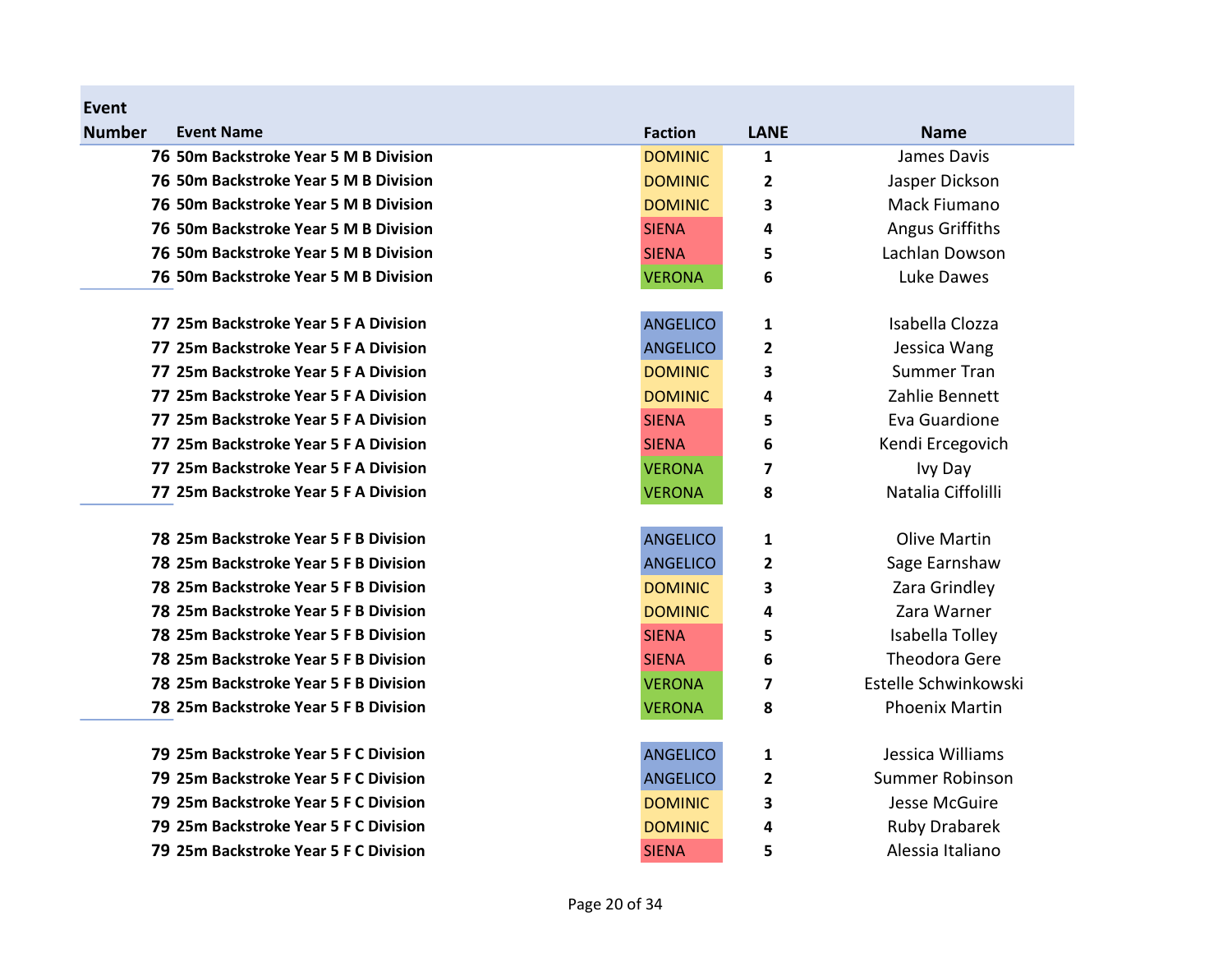| Event Number | Event Name | Faction | LANE | Name |
|---|---|---|---|---|
| 76 | 50m Backstroke Year 5 M B Division | DOMINIC | 1 | James Davis |
| 76 | 50m Backstroke Year 5 M B Division | DOMINIC | 2 | Jasper Dickson |
| 76 | 50m Backstroke Year 5 M B Division | DOMINIC | 3 | Mack Fiumano |
| 76 | 50m Backstroke Year 5 M B Division | SIENA | 4 | Angus Griffiths |
| 76 | 50m Backstroke Year 5 M B Division | SIENA | 5 | Lachlan Dowson |
| 76 | 50m Backstroke Year 5 M B Division | VERONA | 6 | Luke Dawes |
| | | | | |
| 77 | 25m Backstroke Year 5 F A Division | ANGELICO | 1 | Isabella Clozza |
| 77 | 25m Backstroke Year 5 F A Division | ANGELICO | 2 | Jessica Wang |
| 77 | 25m Backstroke Year 5 F A Division | DOMINIC | 3 | Summer Tran |
| 77 | 25m Backstroke Year 5 F A Division | DOMINIC | 4 | Zahlie Bennett |
| 77 | 25m Backstroke Year 5 F A Division | SIENA | 5 | Eva Guardione |
| 77 | 25m Backstroke Year 5 F A Division | SIENA | 6 | Kendi Ercegovich |
| 77 | 25m Backstroke Year 5 F A Division | VERONA | 7 | Ivy Day |
| 77 | 25m Backstroke Year 5 F A Division | VERONA | 8 | Natalia Ciffolilli |
| | | | | |
| 78 | 25m Backstroke Year 5 F B Division | ANGELICO | 1 | Olive Martin |
| 78 | 25m Backstroke Year 5 F B Division | ANGELICO | 2 | Sage Earnshaw |
| 78 | 25m Backstroke Year 5 F B Division | DOMINIC | 3 | Zara Grindley |
| 78 | 25m Backstroke Year 5 F B Division | DOMINIC | 4 | Zara Warner |
| 78 | 25m Backstroke Year 5 F B Division | SIENA | 5 | Isabella Tolley |
| 78 | 25m Backstroke Year 5 F B Division | SIENA | 6 | Theodora Gere |
| 78 | 25m Backstroke Year 5 F B Division | VERONA | 7 | Estelle Schwinkowski |
| 78 | 25m Backstroke Year 5 F B Division | VERONA | 8 | Phoenix Martin |
| | | | | |
| 79 | 25m Backstroke Year 5 F C Division | ANGELICO | 1 | Jessica Williams |
| 79 | 25m Backstroke Year 5 F C Division | ANGELICO | 2 | Summer Robinson |
| 79 | 25m Backstroke Year 5 F C Division | DOMINIC | 3 | Jesse McGuire |
| 79 | 25m Backstroke Year 5 F C Division | DOMINIC | 4 | Ruby Drabarek |
| 79 | 25m Backstroke Year 5 F C Division | SIENA | 5 | Alessia Italiano |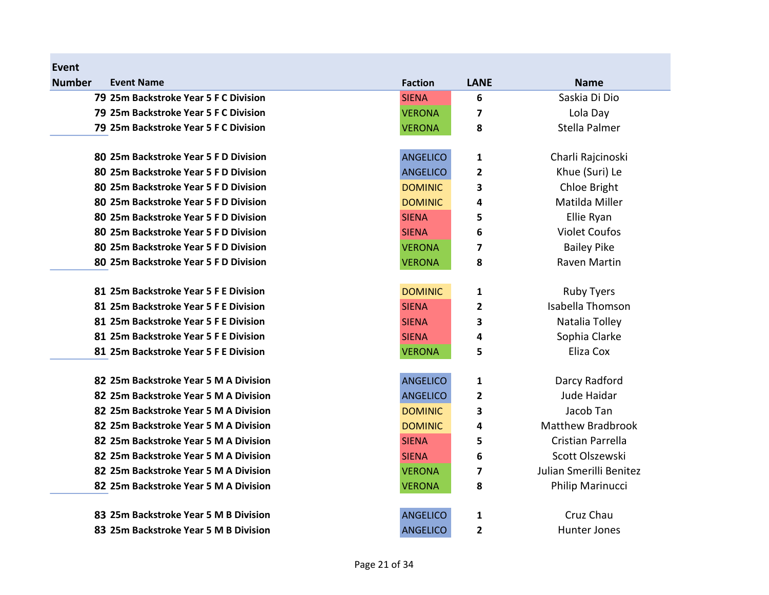| Event Number | Event Name | Faction | LANE | Name |
|---|---|---|---|---|
| 79 | 25m Backstroke Year 5 F C Division | SIENA | 6 | Saskia Di Dio |
| 79 | 25m Backstroke Year 5 F C Division | VERONA | 7 | Lola Day |
| 79 | 25m Backstroke Year 5 F C Division | VERONA | 8 | Stella Palmer |
| | | | | |
| 80 | 25m Backstroke Year 5 F D Division | ANGELICO | 1 | Charli Rajcinoski |
| 80 | 25m Backstroke Year 5 F D Division | ANGELICO | 2 | Khue (Suri) Le |
| 80 | 25m Backstroke Year 5 F D Division | DOMINIC | 3 | Chloe Bright |
| 80 | 25m Backstroke Year 5 F D Division | DOMINIC | 4 | Matilda Miller |
| 80 | 25m Backstroke Year 5 F D Division | SIENA | 5 | Ellie Ryan |
| 80 | 25m Backstroke Year 5 F D Division | SIENA | 6 | Violet Coufos |
| 80 | 25m Backstroke Year 5 F D Division | VERONA | 7 | Bailey Pike |
| 80 | 25m Backstroke Year 5 F D Division | VERONA | 8 | Raven Martin |
| | | | | |
| 81 | 25m Backstroke Year 5 F E Division | DOMINIC | 1 | Ruby Tyers |
| 81 | 25m Backstroke Year 5 F E Division | SIENA | 2 | Isabella Thomson |
| 81 | 25m Backstroke Year 5 F E Division | SIENA | 3 | Natalia Tolley |
| 81 | 25m Backstroke Year 5 F E Division | SIENA | 4 | Sophia Clarke |
| 81 | 25m Backstroke Year 5 F E Division | VERONA | 5 | Eliza Cox |
| | | | | |
| 82 | 25m Backstroke Year 5 M A Division | ANGELICO | 1 | Darcy Radford |
| 82 | 25m Backstroke Year 5 M A Division | ANGELICO | 2 | Jude Haidar |
| 82 | 25m Backstroke Year 5 M A Division | DOMINIC | 3 | Jacob Tan |
| 82 | 25m Backstroke Year 5 M A Division | DOMINIC | 4 | Matthew Bradbrook |
| 82 | 25m Backstroke Year 5 M A Division | SIENA | 5 | Cristian Parrella |
| 82 | 25m Backstroke Year 5 M A Division | SIENA | 6 | Scott Olszewski |
| 82 | 25m Backstroke Year 5 M A Division | VERONA | 7 | Julian Smerilli Benitez |
| 82 | 25m Backstroke Year 5 M A Division | VERONA | 8 | Philip Marinucci |
| | | | | |
| 83 | 25m Backstroke Year 5 M B Division | ANGELICO | 1 | Cruz Chau |
| 83 | 25m Backstroke Year 5 M B Division | ANGELICO | 2 | Hunter Jones |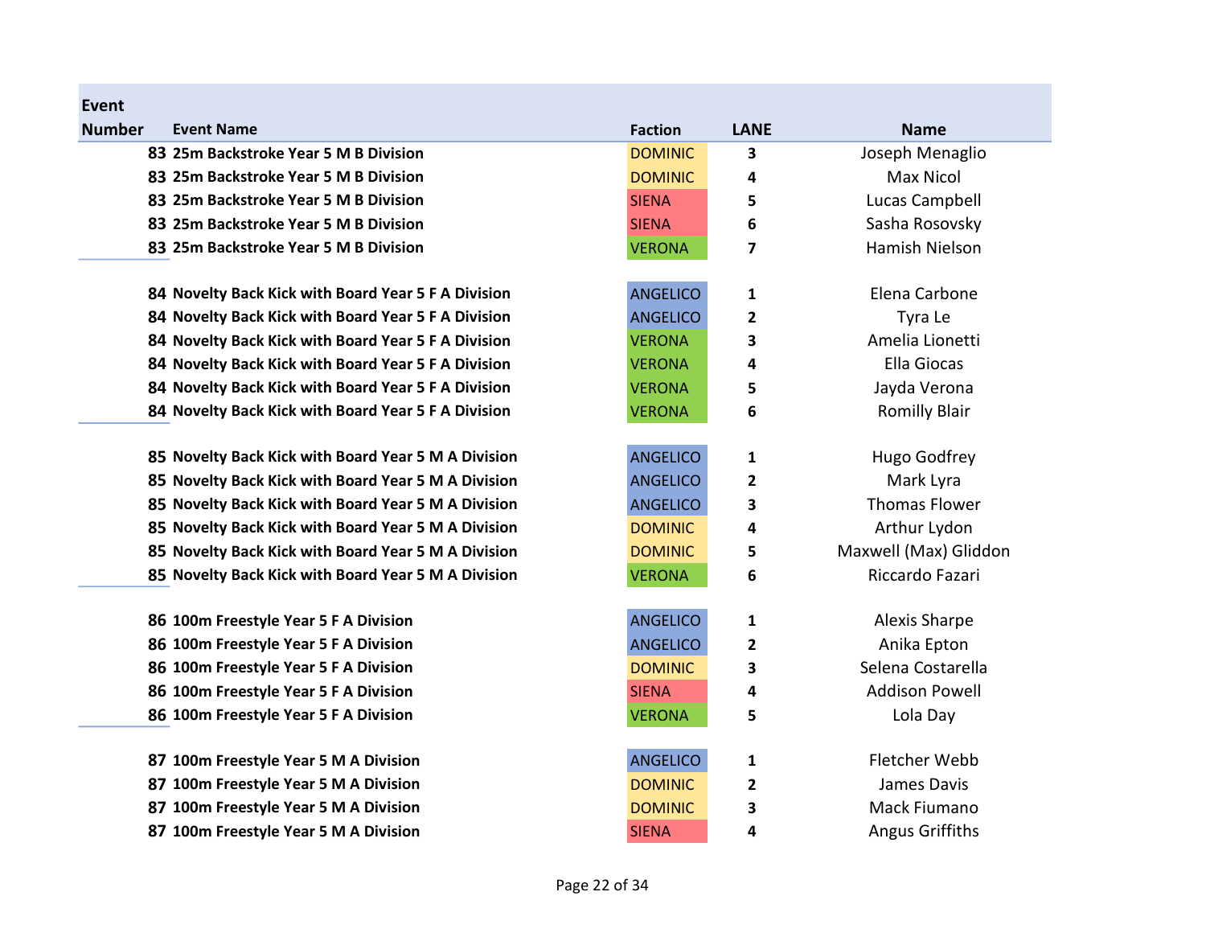| Event Number | Event Name | Faction | LANE | Name |
|---|---|---|---|---|
| 83 | 25m Backstroke Year 5 M B Division | DOMINIC | 3 | Joseph Menaglio |
| 83 | 25m Backstroke Year 5 M B Division | DOMINIC | 4 | Max Nicol |
| 83 | 25m Backstroke Year 5 M B Division | SIENA | 5 | Lucas Campbell |
| 83 | 25m Backstroke Year 5 M B Division | SIENA | 6 | Sasha Rosovsky |
| 83 | 25m Backstroke Year 5 M B Division | VERONA | 7 | Hamish Nielson |
| | | | | |
| 84 | Novelty Back Kick with Board Year 5 F A Division | ANGELICO | 1 | Elena Carbone |
| 84 | Novelty Back Kick with Board Year 5 F A Division | ANGELICO | 2 | Tyra Le |
| 84 | Novelty Back Kick with Board Year 5 F A Division | VERONA | 3 | Amelia Lionetti |
| 84 | Novelty Back Kick with Board Year 5 F A Division | VERONA | 4 | Ella Giocas |
| 84 | Novelty Back Kick with Board Year 5 F A Division | VERONA | 5 | Jayda Verona |
| 84 | Novelty Back Kick with Board Year 5 F A Division | VERONA | 6 | Romilly Blair |
| | | | | |
| 85 | Novelty Back Kick with Board Year 5 M A Division | ANGELICO | 1 | Hugo Godfrey |
| 85 | Novelty Back Kick with Board Year 5 M A Division | ANGELICO | 2 | Mark Lyra |
| 85 | Novelty Back Kick with Board Year 5 M A Division | ANGELICO | 3 | Thomas Flower |
| 85 | Novelty Back Kick with Board Year 5 M A Division | DOMINIC | 4 | Arthur Lydon |
| 85 | Novelty Back Kick with Board Year 5 M A Division | DOMINIC | 5 | Maxwell (Max) Gliddon |
| 85 | Novelty Back Kick with Board Year 5 M A Division | VERONA | 6 | Riccardo Fazari |
| | | | | |
| 86 | 100m Freestyle Year 5 F A Division | ANGELICO | 1 | Alexis Sharpe |
| 86 | 100m Freestyle Year 5 F A Division | ANGELICO | 2 | Anika Epton |
| 86 | 100m Freestyle Year 5 F A Division | DOMINIC | 3 | Selena Costarella |
| 86 | 100m Freestyle Year 5 F A Division | SIENA | 4 | Addison Powell |
| 86 | 100m Freestyle Year 5 F A Division | VERONA | 5 | Lola Day |
| | | | | |
| 87 | 100m Freestyle Year 5 M A Division | ANGELICO | 1 | Fletcher Webb |
| 87 | 100m Freestyle Year 5 M A Division | DOMINIC | 2 | James Davis |
| 87 | 100m Freestyle Year 5 M A Division | DOMINIC | 3 | Mack Fiumano |
| 87 | 100m Freestyle Year 5 M A Division | SIENA | 4 | Angus Griffiths |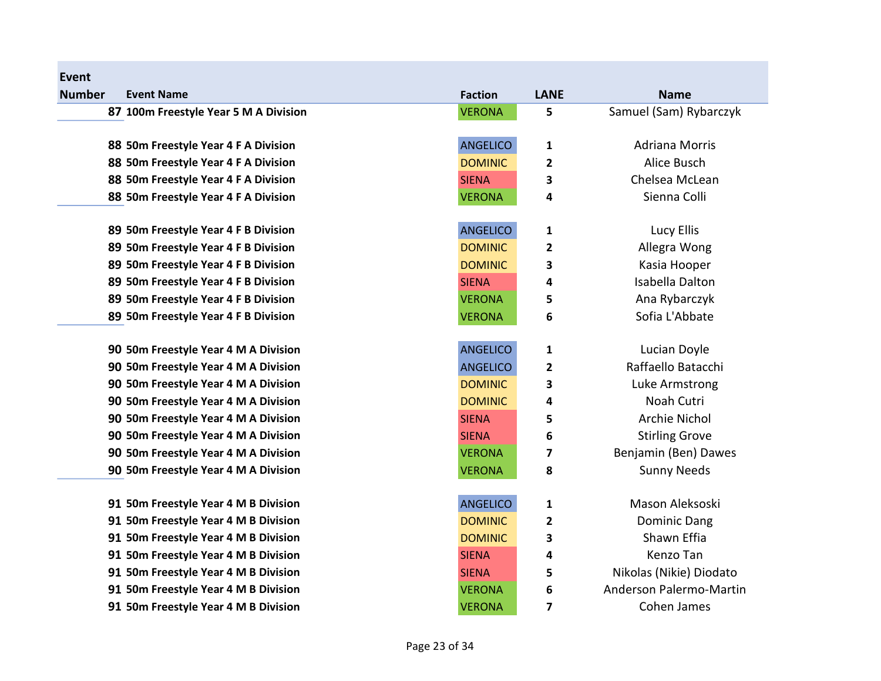| Event Number | Event Name | Faction | LANE | Name |
|---|---|---|---|---|
| 87 | 100m Freestyle Year 5 M A Division | VERONA | 5 | Samuel (Sam) Rybarczyk |
| | | | | |
| 88 | 50m Freestyle Year 4 F A Division | ANGELICO | 1 | Adriana Morris |
| 88 | 50m Freestyle Year 4 F A Division | DOMINIC | 2 | Alice Busch |
| 88 | 50m Freestyle Year 4 F A Division | SIENA | 3 | Chelsea McLean |
| 88 | 50m Freestyle Year 4 F A Division | VERONA | 4 | Sienna Colli |
| | | | | |
| 89 | 50m Freestyle Year 4 F B Division | ANGELICO | 1 | Lucy Ellis |
| 89 | 50m Freestyle Year 4 F B Division | DOMINIC | 2 | Allegra Wong |
| 89 | 50m Freestyle Year 4 F B Division | DOMINIC | 3 | Kasia Hooper |
| 89 | 50m Freestyle Year 4 F B Division | SIENA | 4 | Isabella Dalton |
| 89 | 50m Freestyle Year 4 F B Division | VERONA | 5 | Ana Rybarczyk |
| 89 | 50m Freestyle Year 4 F B Division | VERONA | 6 | Sofia L'Abbate |
| | | | | |
| 90 | 50m Freestyle Year 4 M A Division | ANGELICO | 1 | Lucian Doyle |
| 90 | 50m Freestyle Year 4 M A Division | ANGELICO | 2 | Raffaello Batacchi |
| 90 | 50m Freestyle Year 4 M A Division | DOMINIC | 3 | Luke Armstrong |
| 90 | 50m Freestyle Year 4 M A Division | DOMINIC | 4 | Noah Cutri |
| 90 | 50m Freestyle Year 4 M A Division | SIENA | 5 | Archie Nichol |
| 90 | 50m Freestyle Year 4 M A Division | SIENA | 6 | Stirling Grove |
| 90 | 50m Freestyle Year 4 M A Division | VERONA | 7 | Benjamin (Ben) Dawes |
| 90 | 50m Freestyle Year 4 M A Division | VERONA | 8 | Sunny Needs |
| | | | | |
| 91 | 50m Freestyle Year 4 M B Division | ANGELICO | 1 | Mason Aleksoski |
| 91 | 50m Freestyle Year 4 M B Division | DOMINIC | 2 | Dominic Dang |
| 91 | 50m Freestyle Year 4 M B Division | DOMINIC | 3 | Shawn Effia |
| 91 | 50m Freestyle Year 4 M B Division | SIENA | 4 | Kenzo Tan |
| 91 | 50m Freestyle Year 4 M B Division | SIENA | 5 | Nikolas (Nikie) Diodato |
| 91 | 50m Freestyle Year 4 M B Division | VERONA | 6 | Anderson Palermo-Martin |
| 91 | 50m Freestyle Year 4 M B Division | VERONA | 7 | Cohen James |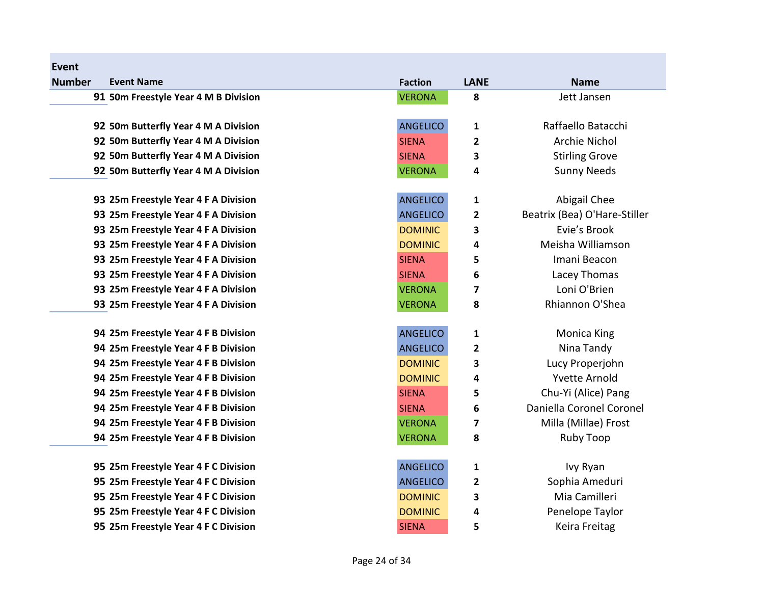| Event Number | Event Name | Faction | LANE | Name |
|---|---|---|---|---|
| 91 | 50m Freestyle Year 4 M B Division | VERONA | 8 | Jett Jansen |
| 92 | 50m Butterfly Year 4 M A Division | ANGELICO | 1 | Raffaello Batacchi |
| 92 | 50m Butterfly Year 4 M A Division | SIENA | 2 | Archie Nichol |
| 92 | 50m Butterfly Year 4 M A Division | SIENA | 3 | Stirling Grove |
| 92 | 50m Butterfly Year 4 M A Division | VERONA | 4 | Sunny Needs |
| 93 | 25m Freestyle Year 4 F A Division | ANGELICO | 1 | Abigail Chee |
| 93 | 25m Freestyle Year 4 F A Division | ANGELICO | 2 | Beatrix (Bea) O'Hare-Stiller |
| 93 | 25m Freestyle Year 4 F A Division | DOMINIC | 3 | Evie's Brook |
| 93 | 25m Freestyle Year 4 F A Division | DOMINIC | 4 | Meisha Williamson |
| 93 | 25m Freestyle Year 4 F A Division | SIENA | 5 | Imani Beacon |
| 93 | 25m Freestyle Year 4 F A Division | SIENA | 6 | Lacey Thomas |
| 93 | 25m Freestyle Year 4 F A Division | VERONA | 7 | Loni O'Brien |
| 93 | 25m Freestyle Year 4 F A Division | VERONA | 8 | Rhiannon O'Shea |
| 94 | 25m Freestyle Year 4 F B Division | ANGELICO | 1 | Monica King |
| 94 | 25m Freestyle Year 4 F B Division | ANGELICO | 2 | Nina Tandy |
| 94 | 25m Freestyle Year 4 F B Division | DOMINIC | 3 | Lucy Properjohn |
| 94 | 25m Freestyle Year 4 F B Division | DOMINIC | 4 | Yvette Arnold |
| 94 | 25m Freestyle Year 4 F B Division | SIENA | 5 | Chu-Yi (Alice) Pang |
| 94 | 25m Freestyle Year 4 F B Division | SIENA | 6 | Daniella Coronel Coronel |
| 94 | 25m Freestyle Year 4 F B Division | VERONA | 7 | Milla (Millae) Frost |
| 94 | 25m Freestyle Year 4 F B Division | VERONA | 8 | Ruby Toop |
| 95 | 25m Freestyle Year 4 F C Division | ANGELICO | 1 | Ivy Ryan |
| 95 | 25m Freestyle Year 4 F C Division | ANGELICO | 2 | Sophia Ameduri |
| 95 | 25m Freestyle Year 4 F C Division | DOMINIC | 3 | Mia Camilleri |
| 95 | 25m Freestyle Year 4 F C Division | DOMINIC | 4 | Penelope Taylor |
| 95 | 25m Freestyle Year 4 F C Division | SIENA | 5 | Keira Freitag |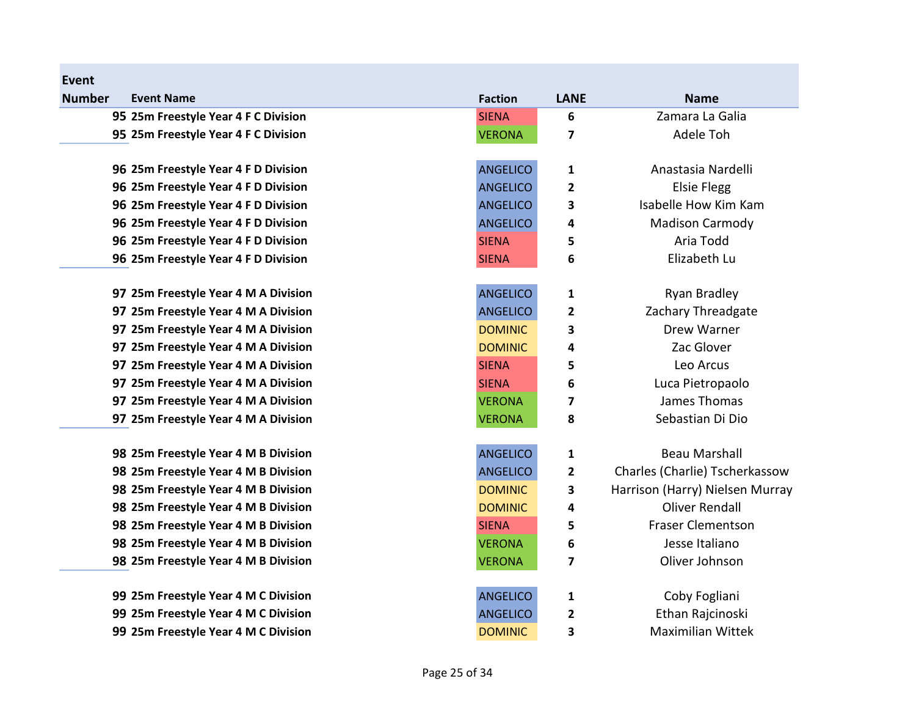| Event Number | Event Name | Faction | LANE | Name |
|---|---|---|---|---|
| 95 | 25m Freestyle Year 4 F C Division | SIENA | 6 | Zamara La Galia |
| 95 | 25m Freestyle Year 4 F C Division | VERONA | 7 | Adele Toh |
| | | | | |
| 96 | 25m Freestyle Year 4 F D Division | ANGELICO | 1 | Anastasia Nardelli |
| 96 | 25m Freestyle Year 4 F D Division | ANGELICO | 2 | Elsie Flegg |
| 96 | 25m Freestyle Year 4 F D Division | ANGELICO | 3 | Isabelle How Kim Kam |
| 96 | 25m Freestyle Year 4 F D Division | ANGELICO | 4 | Madison Carmody |
| 96 | 25m Freestyle Year 4 F D Division | SIENA | 5 | Aria Todd |
| 96 | 25m Freestyle Year 4 F D Division | SIENA | 6 | Elizabeth Lu |
| | | | | |
| 97 | 25m Freestyle Year 4 M A Division | ANGELICO | 1 | Ryan Bradley |
| 97 | 25m Freestyle Year 4 M A Division | ANGELICO | 2 | Zachary Threadgate |
| 97 | 25m Freestyle Year 4 M A Division | DOMINIC | 3 | Drew Warner |
| 97 | 25m Freestyle Year 4 M A Division | DOMINIC | 4 | Zac Glover |
| 97 | 25m Freestyle Year 4 M A Division | SIENA | 5 | Leo Arcus |
| 97 | 25m Freestyle Year 4 M A Division | SIENA | 6 | Luca Pietropaolo |
| 97 | 25m Freestyle Year 4 M A Division | VERONA | 7 | James Thomas |
| 97 | 25m Freestyle Year 4 M A Division | VERONA | 8 | Sebastian Di Dio |
| | | | | |
| 98 | 25m Freestyle Year 4 M B Division | ANGELICO | 1 | Beau Marshall |
| 98 | 25m Freestyle Year 4 M B Division | ANGELICO | 2 | Charles (Charlie) Tscherkassow |
| 98 | 25m Freestyle Year 4 M B Division | DOMINIC | 3 | Harrison (Harry) Nielsen Murray |
| 98 | 25m Freestyle Year 4 M B Division | DOMINIC | 4 | Oliver Rendall |
| 98 | 25m Freestyle Year 4 M B Division | SIENA | 5 | Fraser Clementson |
| 98 | 25m Freestyle Year 4 M B Division | VERONA | 6 | Jesse Italiano |
| 98 | 25m Freestyle Year 4 M B Division | VERONA | 7 | Oliver Johnson |
| | | | | |
| 99 | 25m Freestyle Year 4 M C Division | ANGELICO | 1 | Coby Fogliani |
| 99 | 25m Freestyle Year 4 M C Division | ANGELICO | 2 | Ethan Rajcinoski |
| 99 | 25m Freestyle Year 4 M C Division | DOMINIC | 3 | Maximilian Wittek |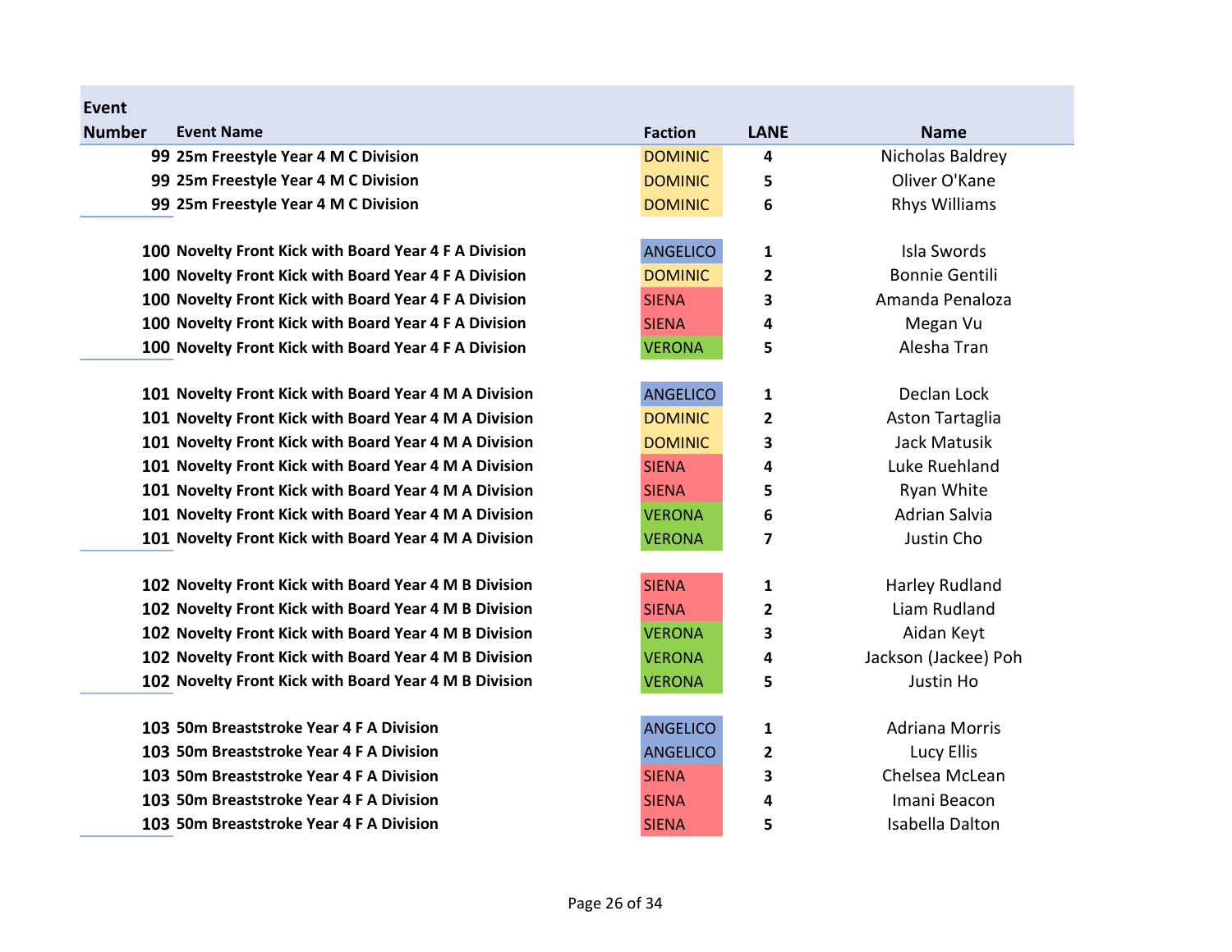| Event Number | Event Name | Faction | LANE | Name |
|---|---|---|---|---|
| 99 | 25m Freestyle Year 4 M C Division | DOMINIC | 4 | Nicholas Baldrey |
| 99 | 25m Freestyle Year 4 M C Division | DOMINIC | 5 | Oliver O'Kane |
| 99 | 25m Freestyle Year 4 M C Division | DOMINIC | 6 | Rhys Williams |
| | | | | |
| 100 | Novelty Front Kick with Board Year 4 F A Division | ANGELICO | 1 | Isla Swords |
| 100 | Novelty Front Kick with Board Year 4 F A Division | DOMINIC | 2 | Bonnie Gentili |
| 100 | Novelty Front Kick with Board Year 4 F A Division | SIENA | 3 | Amanda Penaloza |
| 100 | Novelty Front Kick with Board Year 4 F A Division | SIENA | 4 | Megan Vu |
| 100 | Novelty Front Kick with Board Year 4 F A Division | VERONA | 5 | Alesha Tran |
| | | | | |
| 101 | Novelty Front Kick with Board Year 4 M A Division | ANGELICO | 1 | Declan Lock |
| 101 | Novelty Front Kick with Board Year 4 M A Division | DOMINIC | 2 | Aston Tartaglia |
| 101 | Novelty Front Kick with Board Year 4 M A Division | DOMINIC | 3 | Jack Matusik |
| 101 | Novelty Front Kick with Board Year 4 M A Division | SIENA | 4 | Luke Ruehland |
| 101 | Novelty Front Kick with Board Year 4 M A Division | SIENA | 5 | Ryan White |
| 101 | Novelty Front Kick with Board Year 4 M A Division | VERONA | 6 | Adrian Salvia |
| 101 | Novelty Front Kick with Board Year 4 M A Division | VERONA | 7 | Justin Cho |
| | | | | |
| 102 | Novelty Front Kick with Board Year 4 M B Division | SIENA | 1 | Harley Rudland |
| 102 | Novelty Front Kick with Board Year 4 M B Division | SIENA | 2 | Liam Rudland |
| 102 | Novelty Front Kick with Board Year 4 M B Division | VERONA | 3 | Aidan Keyt |
| 102 | Novelty Front Kick with Board Year 4 M B Division | VERONA | 4 | Jackson (Jackee) Poh |
| 102 | Novelty Front Kick with Board Year 4 M B Division | VERONA | 5 | Justin Ho |
| | | | | |
| 103 | 50m Breaststroke Year 4 F A Division | ANGELICO | 1 | Adriana Morris |
| 103 | 50m Breaststroke Year 4 F A Division | ANGELICO | 2 | Lucy Ellis |
| 103 | 50m Breaststroke Year 4 F A Division | SIENA | 3 | Chelsea McLean |
| 103 | 50m Breaststroke Year 4 F A Division | SIENA | 4 | Imani Beacon |
| 103 | 50m Breaststroke Year 4 F A Division | SIENA | 5 | Isabella Dalton |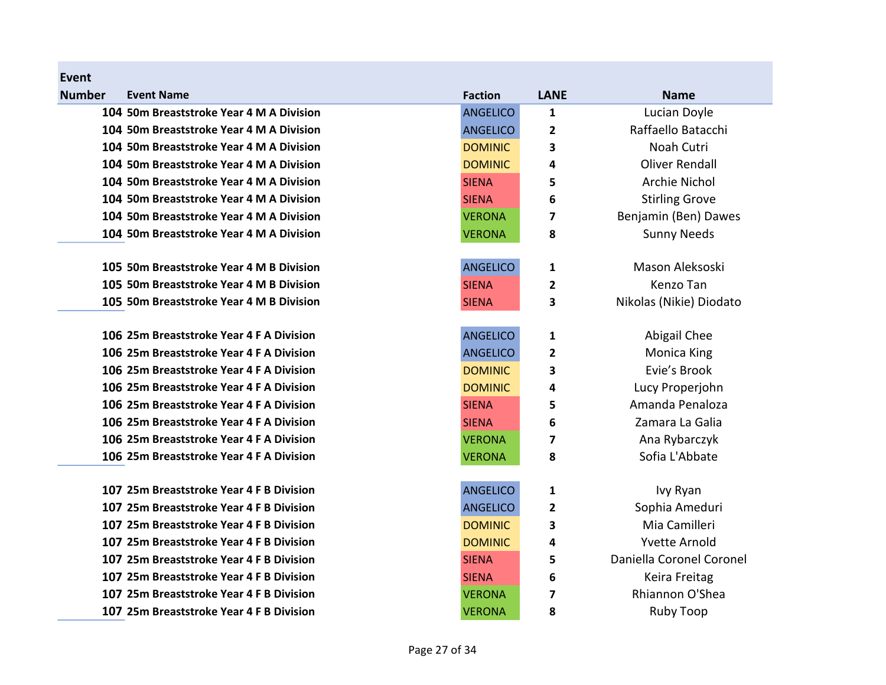| Event Number | Event Name | Faction | LANE | Name |
|---|---|---|---|---|
| 104 | 50m Breaststroke Year 4 M A Division | ANGELICO | 1 | Lucian Doyle |
| 104 | 50m Breaststroke Year 4 M A Division | ANGELICO | 2 | Raffaello Batacchi |
| 104 | 50m Breaststroke Year 4 M A Division | DOMINIC | 3 | Noah Cutri |
| 104 | 50m Breaststroke Year 4 M A Division | DOMINIC | 4 | Oliver Rendall |
| 104 | 50m Breaststroke Year 4 M A Division | SIENA | 5 | Archie Nichol |
| 104 | 50m Breaststroke Year 4 M A Division | SIENA | 6 | Stirling Grove |
| 104 | 50m Breaststroke Year 4 M A Division | VERONA | 7 | Benjamin (Ben) Dawes |
| 104 | 50m Breaststroke Year 4 M A Division | VERONA | 8 | Sunny Needs |
| | | | | |
| 105 | 50m Breaststroke Year 4 M B Division | ANGELICO | 1 | Mason Aleksoski |
| 105 | 50m Breaststroke Year 4 M B Division | SIENA | 2 | Kenzo Tan |
| 105 | 50m Breaststroke Year 4 M B Division | SIENA | 3 | Nikolas (Nikie) Diodato |
| | | | | |
| 106 | 25m Breaststroke Year 4 F A Division | ANGELICO | 1 | Abigail Chee |
| 106 | 25m Breaststroke Year 4 F A Division | ANGELICO | 2 | Monica King |
| 106 | 25m Breaststroke Year 4 F A Division | DOMINIC | 3 | Evie's Brook |
| 106 | 25m Breaststroke Year 4 F A Division | DOMINIC | 4 | Lucy Properjohn |
| 106 | 25m Breaststroke Year 4 F A Division | SIENA | 5 | Amanda Penaloza |
| 106 | 25m Breaststroke Year 4 F A Division | SIENA | 6 | Zamara La Galia |
| 106 | 25m Breaststroke Year 4 F A Division | VERONA | 7 | Ana Rybarczyk |
| 106 | 25m Breaststroke Year 4 F A Division | VERONA | 8 | Sofia L'Abbate |
| | | | | |
| 107 | 25m Breaststroke Year 4 F B Division | ANGELICO | 1 | Ivy Ryan |
| 107 | 25m Breaststroke Year 4 F B Division | ANGELICO | 2 | Sophia Ameduri |
| 107 | 25m Breaststroke Year 4 F B Division | DOMINIC | 3 | Mia Camilleri |
| 107 | 25m Breaststroke Year 4 F B Division | DOMINIC | 4 | Yvette Arnold |
| 107 | 25m Breaststroke Year 4 F B Division | SIENA | 5 | Daniella Coronel Coronel |
| 107 | 25m Breaststroke Year 4 F B Division | SIENA | 6 | Keira Freitag |
| 107 | 25m Breaststroke Year 4 F B Division | VERONA | 7 | Rhiannon O'Shea |
| 107 | 25m Breaststroke Year 4 F B Division | VERONA | 8 | Ruby Toop |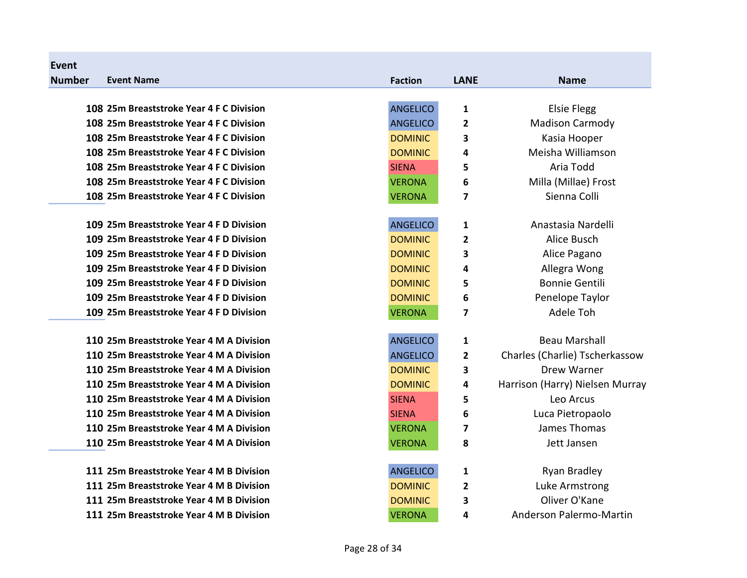| Event Number | Event Name | Faction | LANE | Name |
|---|---|---|---|---|
| 108 | 25m Breaststroke Year 4 F C Division | ANGELICO | 1 | Elsie Flegg |
| 108 | 25m Breaststroke Year 4 F C Division | ANGELICO | 2 | Madison Carmody |
| 108 | 25m Breaststroke Year 4 F C Division | DOMINIC | 3 | Kasia Hooper |
| 108 | 25m Breaststroke Year 4 F C Division | DOMINIC | 4 | Meisha Williamson |
| 108 | 25m Breaststroke Year 4 F C Division | SIENA | 5 | Aria Todd |
| 108 | 25m Breaststroke Year 4 F C Division | VERONA | 6 | Milla (Millae) Frost |
| 108 | 25m Breaststroke Year 4 F C Division | VERONA | 7 | Sienna Colli |
| 109 | 25m Breaststroke Year 4 F D Division | ANGELICO | 1 | Anastasia Nardelli |
| 109 | 25m Breaststroke Year 4 F D Division | DOMINIC | 2 | Alice Busch |
| 109 | 25m Breaststroke Year 4 F D Division | DOMINIC | 3 | Alice Pagano |
| 109 | 25m Breaststroke Year 4 F D Division | DOMINIC | 4 | Allegra Wong |
| 109 | 25m Breaststroke Year 4 F D Division | DOMINIC | 5 | Bonnie Gentili |
| 109 | 25m Breaststroke Year 4 F D Division | DOMINIC | 6 | Penelope Taylor |
| 109 | 25m Breaststroke Year 4 F D Division | VERONA | 7 | Adele Toh |
| 110 | 25m Breaststroke Year 4 M A Division | ANGELICO | 1 | Beau Marshall |
| 110 | 25m Breaststroke Year 4 M A Division | ANGELICO | 2 | Charles (Charlie) Tscherkassow |
| 110 | 25m Breaststroke Year 4 M A Division | DOMINIC | 3 | Drew Warner |
| 110 | 25m Breaststroke Year 4 M A Division | DOMINIC | 4 | Harrison (Harry) Nielsen Murray |
| 110 | 25m Breaststroke Year 4 M A Division | SIENA | 5 | Leo Arcus |
| 110 | 25m Breaststroke Year 4 M A Division | SIENA | 6 | Luca Pietropaolo |
| 110 | 25m Breaststroke Year 4 M A Division | VERONA | 7 | James Thomas |
| 110 | 25m Breaststroke Year 4 M A Division | VERONA | 8 | Jett Jansen |
| 111 | 25m Breaststroke Year 4 M B Division | ANGELICO | 1 | Ryan Bradley |
| 111 | 25m Breaststroke Year 4 M B Division | DOMINIC | 2 | Luke Armstrong |
| 111 | 25m Breaststroke Year 4 M B Division | DOMINIC | 3 | Oliver O'Kane |
| 111 | 25m Breaststroke Year 4 M B Division | VERONA | 4 | Anderson Palermo-Martin |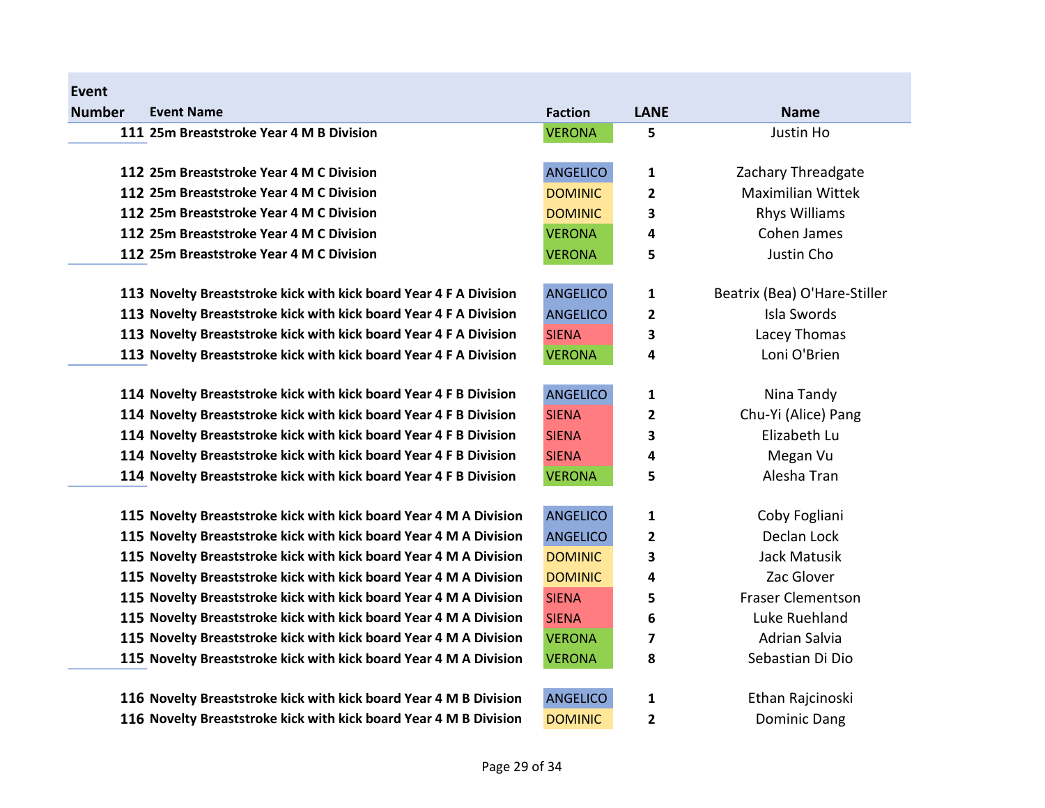| Event Number | Event Name | Faction | LANE | Name |
| --- | --- | --- | --- | --- |
| 111 | 25m Breaststroke Year 4 M B Division | VERONA | 5 | Justin Ho |
| | | | | |
| 112 | 25m Breaststroke Year 4 M C Division | ANGELICO | 1 | Zachary Threadgate |
| 112 | 25m Breaststroke Year 4 M C Division | DOMINIC | 2 | Maximilian Wittek |
| 112 | 25m Breaststroke Year 4 M C Division | DOMINIC | 3 | Rhys Williams |
| 112 | 25m Breaststroke Year 4 M C Division | VERONA | 4 | Cohen James |
| 112 | 25m Breaststroke Year 4 M C Division | VERONA | 5 | Justin Cho |
| | | | | |
| 113 | Novelty Breaststroke kick with kick board Year 4 F A Division | ANGELICO | 1 | Beatrix (Bea) O'Hare-Stiller |
| 113 | Novelty Breaststroke kick with kick board Year 4 F A Division | ANGELICO | 2 | Isla Swords |
| 113 | Novelty Breaststroke kick with kick board Year 4 F A Division | SIENA | 3 | Lacey Thomas |
| 113 | Novelty Breaststroke kick with kick board Year 4 F A Division | VERONA | 4 | Loni O'Brien |
| | | | | |
| 114 | Novelty Breaststroke kick with kick board Year 4 F B Division | ANGELICO | 1 | Nina Tandy |
| 114 | Novelty Breaststroke kick with kick board Year 4 F B Division | SIENA | 2 | Chu-Yi (Alice) Pang |
| 114 | Novelty Breaststroke kick with kick board Year 4 F B Division | SIENA | 3 | Elizabeth Lu |
| 114 | Novelty Breaststroke kick with kick board Year 4 F B Division | SIENA | 4 | Megan Vu |
| 114 | Novelty Breaststroke kick with kick board Year 4 F B Division | VERONA | 5 | Alesha Tran |
| | | | | |
| 115 | Novelty Breaststroke kick with kick board Year 4 M A Division | ANGELICO | 1 | Coby Fogliani |
| 115 | Novelty Breaststroke kick with kick board Year 4 M A Division | ANGELICO | 2 | Declan Lock |
| 115 | Novelty Breaststroke kick with kick board Year 4 M A Division | DOMINIC | 3 | Jack Matusik |
| 115 | Novelty Breaststroke kick with kick board Year 4 M A Division | DOMINIC | 4 | Zac Glover |
| 115 | Novelty Breaststroke kick with kick board Year 4 M A Division | SIENA | 5 | Fraser Clementson |
| 115 | Novelty Breaststroke kick with kick board Year 4 M A Division | SIENA | 6 | Luke Ruehland |
| 115 | Novelty Breaststroke kick with kick board Year 4 M A Division | VERONA | 7 | Adrian Salvia |
| 115 | Novelty Breaststroke kick with kick board Year 4 M A Division | VERONA | 8 | Sebastian Di Dio |
| | | | | |
| 116 | Novelty Breaststroke kick with kick board Year 4 M B Division | ANGELICO | 1 | Ethan Rajcinoski |
| 116 | Novelty Breaststroke kick with kick board Year 4 M B Division | DOMINIC | 2 | Dominic Dang |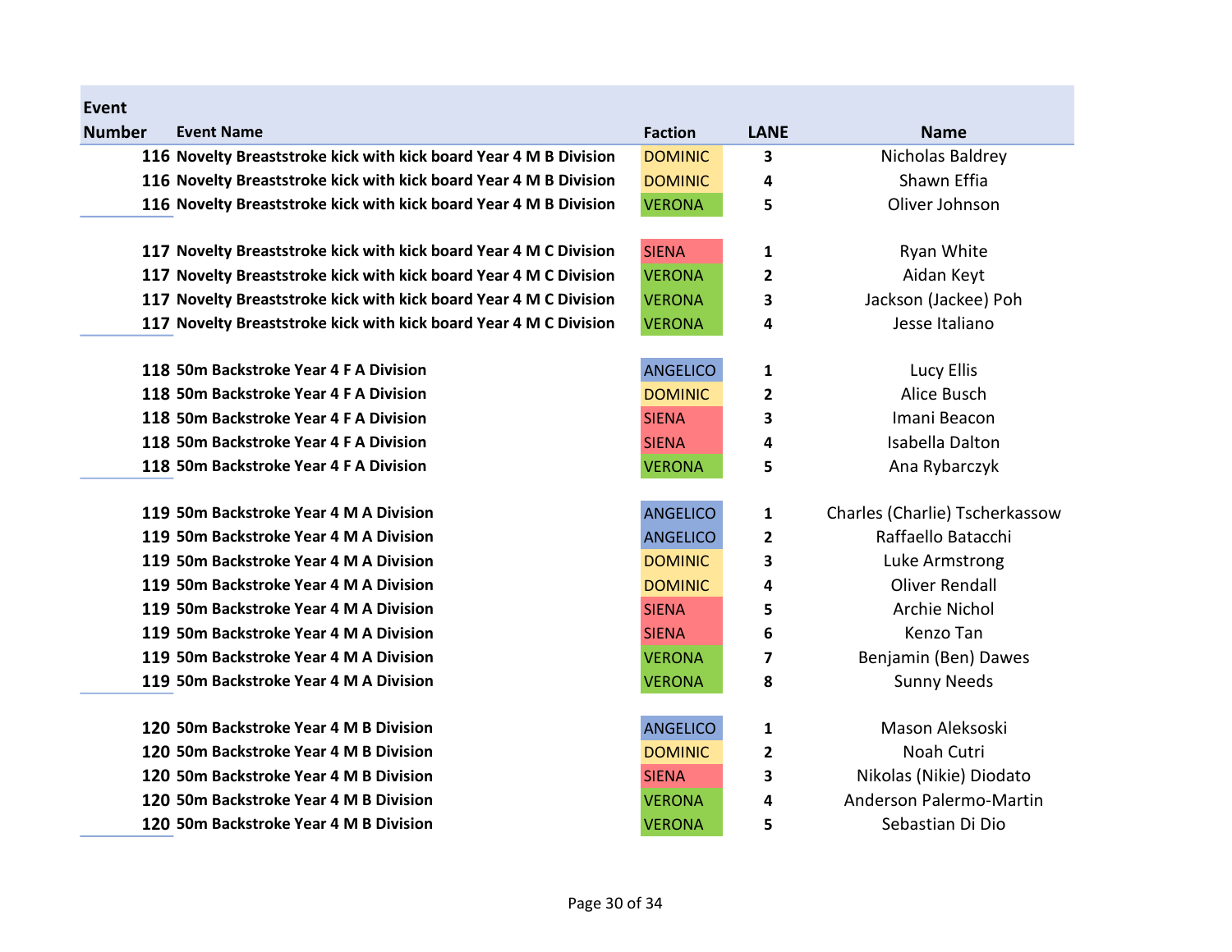| Event Number | Event Name | Faction | LANE | Name |
|---|---|---|---|---|
| 116 | Novelty Breaststroke kick with kick board Year 4 M B Division | DOMINIC | 3 | Nicholas Baldrey |
| 116 | Novelty Breaststroke kick with kick board Year 4 M B Division | DOMINIC | 4 | Shawn Effia |
| 116 | Novelty Breaststroke kick with kick board Year 4 M B Division | VERONA | 5 | Oliver Johnson |
| | | | | |
| 117 | Novelty Breaststroke kick with kick board Year 4 M C Division | SIENA | 1 | Ryan White |
| 117 | Novelty Breaststroke kick with kick board Year 4 M C Division | VERONA | 2 | Aidan Keyt |
| 117 | Novelty Breaststroke kick with kick board Year 4 M C Division | VERONA | 3 | Jackson (Jackee) Poh |
| 117 | Novelty Breaststroke kick with kick board Year 4 M C Division | VERONA | 4 | Jesse Italiano |
| | | | | |
| 118 | 50m Backstroke Year 4 F A Division | ANGELICO | 1 | Lucy Ellis |
| 118 | 50m Backstroke Year 4 F A Division | DOMINIC | 2 | Alice Busch |
| 118 | 50m Backstroke Year 4 F A Division | SIENA | 3 | Imani Beacon |
| 118 | 50m Backstroke Year 4 F A Division | SIENA | 4 | Isabella Dalton |
| 118 | 50m Backstroke Year 4 F A Division | VERONA | 5 | Ana Rybarczyk |
| | | | | |
| 119 | 50m Backstroke Year 4 M A Division | ANGELICO | 1 | Charles (Charlie) Tscherkassow |
| 119 | 50m Backstroke Year 4 M A Division | ANGELICO | 2 | Raffaello Batacchi |
| 119 | 50m Backstroke Year 4 M A Division | DOMINIC | 3 | Luke Armstrong |
| 119 | 50m Backstroke Year 4 M A Division | DOMINIC | 4 | Oliver Rendall |
| 119 | 50m Backstroke Year 4 M A Division | SIENA | 5 | Archie Nichol |
| 119 | 50m Backstroke Year 4 M A Division | SIENA | 6 | Kenzo Tan |
| 119 | 50m Backstroke Year 4 M A Division | VERONA | 7 | Benjamin (Ben) Dawes |
| 119 | 50m Backstroke Year 4 M A Division | VERONA | 8 | Sunny Needs |
| | | | | |
| 120 | 50m Backstroke Year 4 M B Division | ANGELICO | 1 | Mason Aleksoski |
| 120 | 50m Backstroke Year 4 M B Division | DOMINIC | 2 | Noah Cutri |
| 120 | 50m Backstroke Year 4 M B Division | SIENA | 3 | Nikolas (Nikie) Diodato |
| 120 | 50m Backstroke Year 4 M B Division | VERONA | 4 | Anderson Palermo-Martin |
| 120 | 50m Backstroke Year 4 M B Division | VERONA | 5 | Sebastian Di Dio |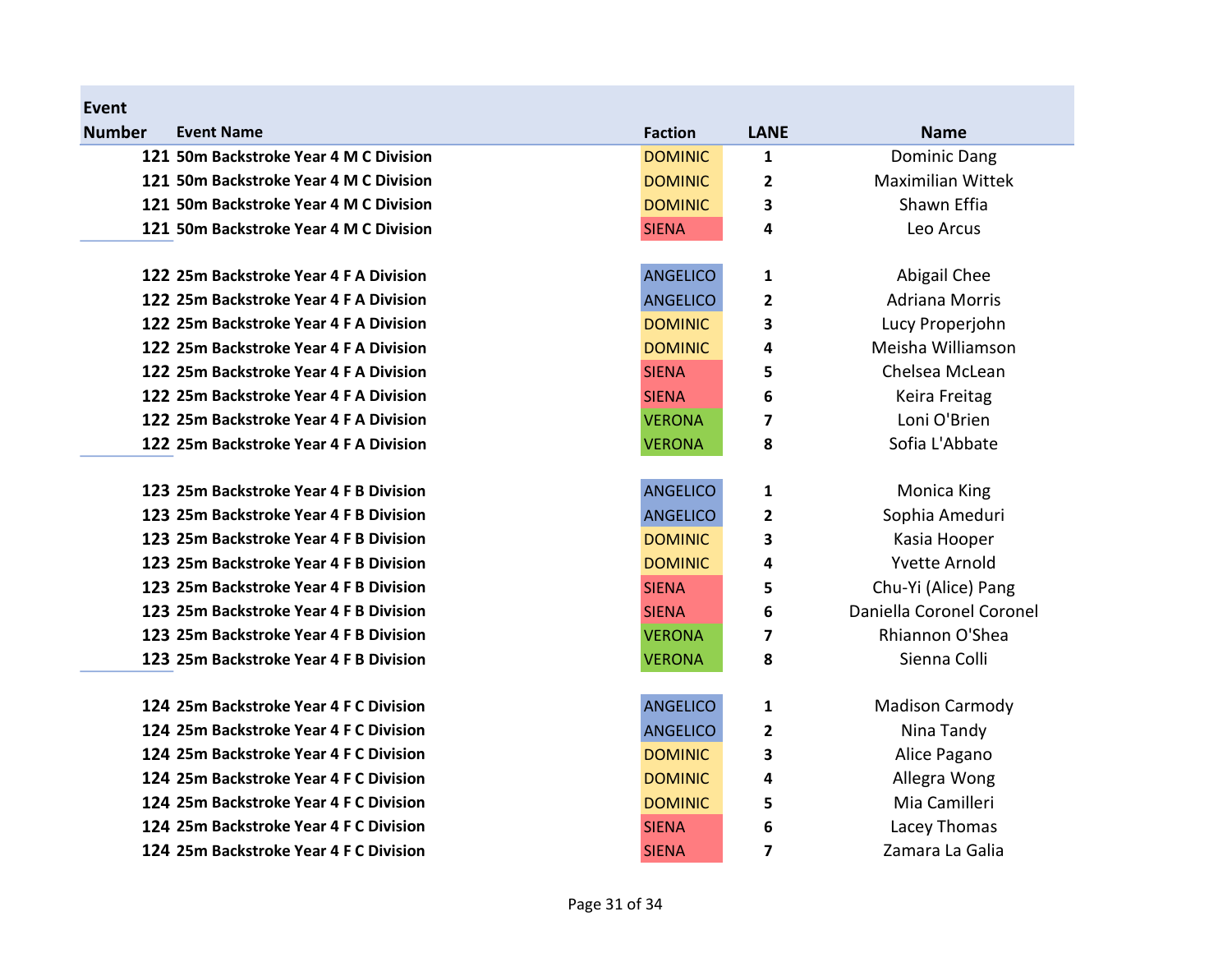| Event Number | Event Name | Faction | LANE | Name |
|---|---|---|---|---|
| 121 | 50m Backstroke Year 4 M C Division | DOMINIC | 1 | Dominic Dang |
| 121 | 50m Backstroke Year 4 M C Division | DOMINIC | 2 | Maximilian Wittek |
| 121 | 50m Backstroke Year 4 M C Division | DOMINIC | 3 | Shawn Effia |
| 121 | 50m Backstroke Year 4 M C Division | SIENA | 4 | Leo Arcus |
| | | | | |
| 122 | 25m Backstroke Year 4 F A Division | ANGELICO | 1 | Abigail Chee |
| 122 | 25m Backstroke Year 4 F A Division | ANGELICO | 2 | Adriana Morris |
| 122 | 25m Backstroke Year 4 F A Division | DOMINIC | 3 | Lucy Properjohn |
| 122 | 25m Backstroke Year 4 F A Division | DOMINIC | 4 | Meisha Williamson |
| 122 | 25m Backstroke Year 4 F A Division | SIENA | 5 | Chelsea McLean |
| 122 | 25m Backstroke Year 4 F A Division | SIENA | 6 | Keira Freitag |
| 122 | 25m Backstroke Year 4 F A Division | VERONA | 7 | Loni O'Brien |
| 122 | 25m Backstroke Year 4 F A Division | VERONA | 8 | Sofia L'Abbate |
| | | | | |
| 123 | 25m Backstroke Year 4 F B Division | ANGELICO | 1 | Monica King |
| 123 | 25m Backstroke Year 4 F B Division | ANGELICO | 2 | Sophia Ameduri |
| 123 | 25m Backstroke Year 4 F B Division | DOMINIC | 3 | Kasia Hooper |
| 123 | 25m Backstroke Year 4 F B Division | DOMINIC | 4 | Yvette Arnold |
| 123 | 25m Backstroke Year 4 F B Division | SIENA | 5 | Chu-Yi (Alice) Pang |
| 123 | 25m Backstroke Year 4 F B Division | SIENA | 6 | Daniella Coronel Coronel |
| 123 | 25m Backstroke Year 4 F B Division | VERONA | 7 | Rhiannon O'Shea |
| 123 | 25m Backstroke Year 4 F B Division | VERONA | 8 | Sienna Colli |
| | | | | |
| 124 | 25m Backstroke Year 4 F C Division | ANGELICO | 1 | Madison Carmody |
| 124 | 25m Backstroke Year 4 F C Division | ANGELICO | 2 | Nina Tandy |
| 124 | 25m Backstroke Year 4 F C Division | DOMINIC | 3 | Alice Pagano |
| 124 | 25m Backstroke Year 4 F C Division | DOMINIC | 4 | Allegra Wong |
| 124 | 25m Backstroke Year 4 F C Division | DOMINIC | 5 | Mia Camilleri |
| 124 | 25m Backstroke Year 4 F C Division | SIENA | 6 | Lacey Thomas |
| 124 | 25m Backstroke Year 4 F C Division | SIENA | 7 | Zamara La Galia |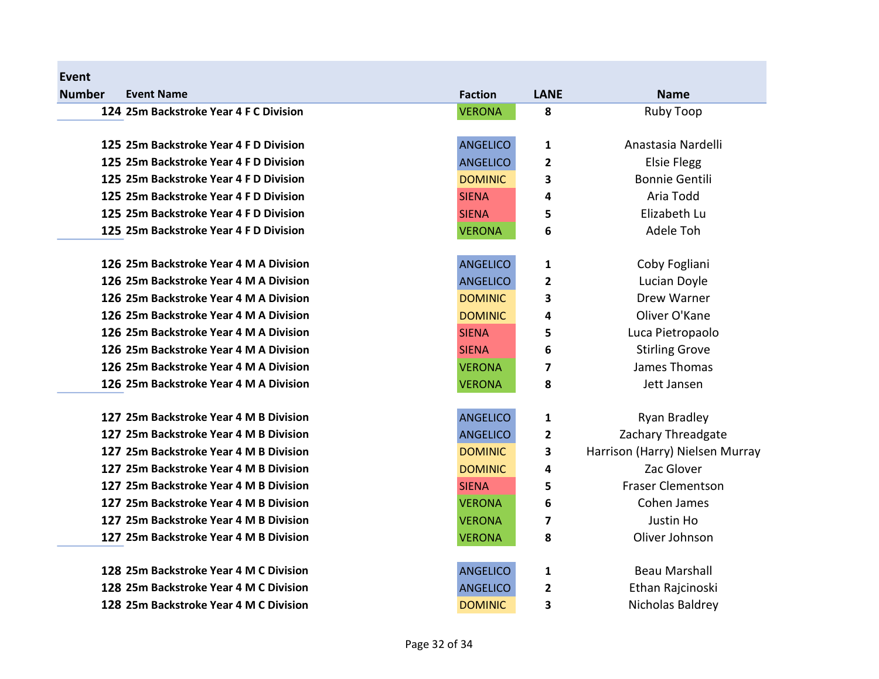| Event Number | Event Name | Faction | LANE | Name |
|---|---|---|---|---|
| 124 | 25m Backstroke Year 4 F C Division | VERONA | 8 | Ruby Toop |
| | | | | |
| 125 | 25m Backstroke Year 4 F D Division | ANGELICO | 1 | Anastasia Nardelli |
| 125 | 25m Backstroke Year 4 F D Division | ANGELICO | 2 | Elsie Flegg |
| 125 | 25m Backstroke Year 4 F D Division | DOMINIC | 3 | Bonnie Gentili |
| 125 | 25m Backstroke Year 4 F D Division | SIENA | 4 | Aria Todd |
| 125 | 25m Backstroke Year 4 F D Division | SIENA | 5 | Elizabeth Lu |
| 125 | 25m Backstroke Year 4 F D Division | VERONA | 6 | Adele Toh |
| | | | | |
| 126 | 25m Backstroke Year 4 M A Division | ANGELICO | 1 | Coby Fogliani |
| 126 | 25m Backstroke Year 4 M A Division | ANGELICO | 2 | Lucian Doyle |
| 126 | 25m Backstroke Year 4 M A Division | DOMINIC | 3 | Drew Warner |
| 126 | 25m Backstroke Year 4 M A Division | DOMINIC | 4 | Oliver O'Kane |
| 126 | 25m Backstroke Year 4 M A Division | SIENA | 5 | Luca Pietropaolo |
| 126 | 25m Backstroke Year 4 M A Division | SIENA | 6 | Stirling Grove |
| 126 | 25m Backstroke Year 4 M A Division | VERONA | 7 | James Thomas |
| 126 | 25m Backstroke Year 4 M A Division | VERONA | 8 | Jett Jansen |
| | | | | |
| 127 | 25m Backstroke Year 4 M B Division | ANGELICO | 1 | Ryan Bradley |
| 127 | 25m Backstroke Year 4 M B Division | ANGELICO | 2 | Zachary Threadgate |
| 127 | 25m Backstroke Year 4 M B Division | DOMINIC | 3 | Harrison (Harry) Nielsen Murray |
| 127 | 25m Backstroke Year 4 M B Division | DOMINIC | 4 | Zac Glover |
| 127 | 25m Backstroke Year 4 M B Division | SIENA | 5 | Fraser Clementson |
| 127 | 25m Backstroke Year 4 M B Division | VERONA | 6 | Cohen James |
| 127 | 25m Backstroke Year 4 M B Division | VERONA | 7 | Justin Ho |
| 127 | 25m Backstroke Year 4 M B Division | VERONA | 8 | Oliver Johnson |
| | | | | |
| 128 | 25m Backstroke Year 4 M C Division | ANGELICO | 1 | Beau Marshall |
| 128 | 25m Backstroke Year 4 M C Division | ANGELICO | 2 | Ethan Rajcinoski |
| 128 | 25m Backstroke Year 4 M C Division | DOMINIC | 3 | Nicholas Baldrey |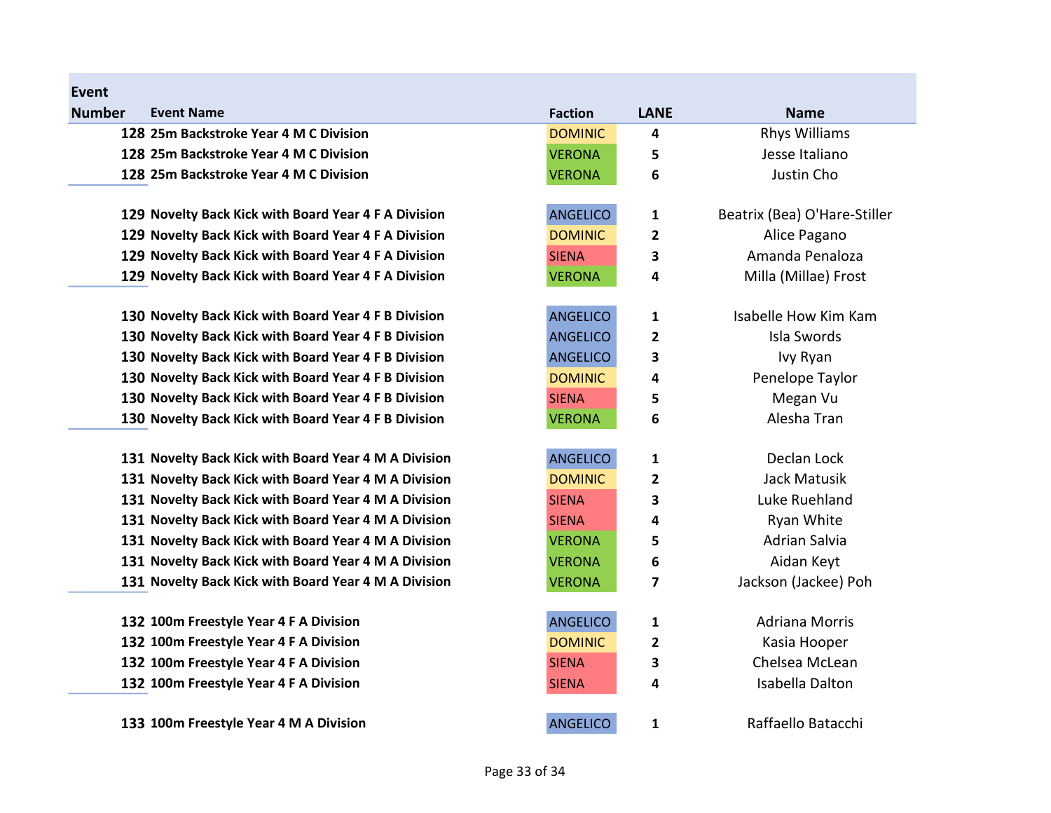| Event Number | Event Name | Faction | LANE | Name |
|---|---|---|---|---|
| 128 | 25m Backstroke Year 4 M C Division | DOMINIC | 4 | Rhys Williams |
| 128 | 25m Backstroke Year 4 M C Division | VERONA | 5 | Jesse Italiano |
| 128 | 25m Backstroke Year 4 M C Division | VERONA | 6 | Justin Cho |
| | | | | |
| 129 | Novelty Back Kick with Board Year 4 F A Division | ANGELICO | 1 | Beatrix (Bea) O'Hare-Stiller |
| 129 | Novelty Back Kick with Board Year 4 F A Division | DOMINIC | 2 | Alice Pagano |
| 129 | Novelty Back Kick with Board Year 4 F A Division | SIENA | 3 | Amanda Penaloza |
| 129 | Novelty Back Kick with Board Year 4 F A Division | VERONA | 4 | Milla (Millae) Frost |
| | | | | |
| 130 | Novelty Back Kick with Board Year 4 F B Division | ANGELICO | 1 | Isabelle How Kim Kam |
| 130 | Novelty Back Kick with Board Year 4 F B Division | ANGELICO | 2 | Isla Swords |
| 130 | Novelty Back Kick with Board Year 4 F B Division | ANGELICO | 3 | Ivy Ryan |
| 130 | Novelty Back Kick with Board Year 4 F B Division | DOMINIC | 4 | Penelope Taylor |
| 130 | Novelty Back Kick with Board Year 4 F B Division | SIENA | 5 | Megan Vu |
| 130 | Novelty Back Kick with Board Year 4 F B Division | VERONA | 6 | Alesha Tran |
| | | | | |
| 131 | Novelty Back Kick with Board Year 4 M A Division | ANGELICO | 1 | Declan Lock |
| 131 | Novelty Back Kick with Board Year 4 M A Division | DOMINIC | 2 | Jack Matusik |
| 131 | Novelty Back Kick with Board Year 4 M A Division | SIENA | 3 | Luke Ruehland |
| 131 | Novelty Back Kick with Board Year 4 M A Division | SIENA | 4 | Ryan White |
| 131 | Novelty Back Kick with Board Year 4 M A Division | VERONA | 5 | Adrian Salvia |
| 131 | Novelty Back Kick with Board Year 4 M A Division | VERONA | 6 | Aidan Keyt |
| 131 | Novelty Back Kick with Board Year 4 M A Division | VERONA | 7 | Jackson (Jackee) Poh |
| | | | | |
| 132 | 100m Freestyle Year 4 F A Division | ANGELICO | 1 | Adriana Morris |
| 132 | 100m Freestyle Year 4 F A Division | DOMINIC | 2 | Kasia Hooper |
| 132 | 100m Freestyle Year 4 F A Division | SIENA | 3 | Chelsea McLean |
| 132 | 100m Freestyle Year 4 F A Division | SIENA | 4 | Isabella Dalton |
| | | | | |
| 133 | 100m Freestyle Year 4 M A Division | ANGELICO | 1 | Raffaello Batacchi |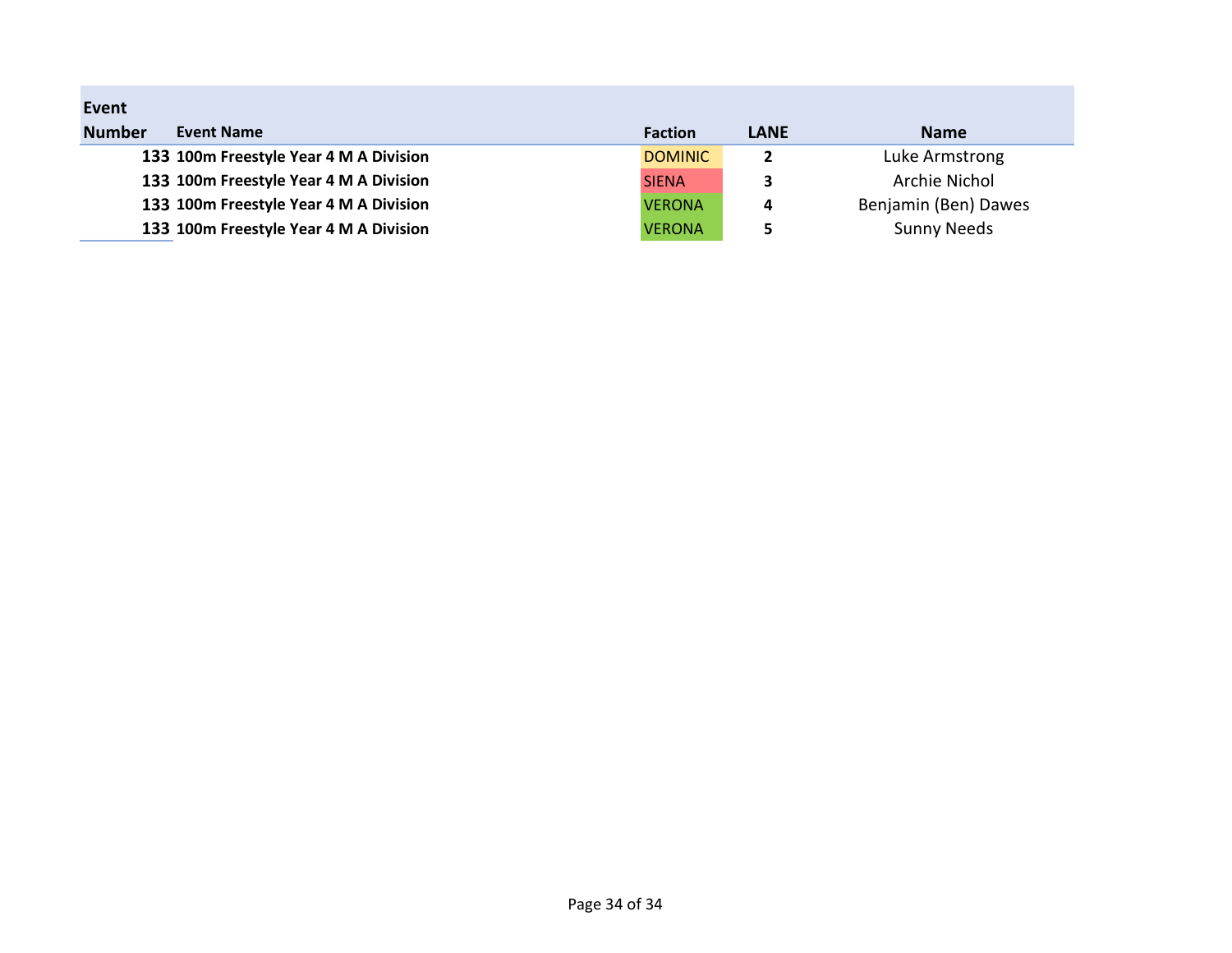| Event Number | Event Name | Faction | LANE | Name |
|---|---|---|---|---|
| **133** | **100m Freestyle Year 4 M A Division** | DOMINIC | **2** | Luke Armstrong |
| **133** | **100m Freestyle Year 4 M A Division** | SIENA | **3** | Archie Nichol |
| **133** | **100m Freestyle Year 4 M A Division** | VERONA | **4** | Benjamin (Ben) Dawes |
| **133** | **100m Freestyle Year 4 M A Division** | VERONA | **5** | Sunny Needs |